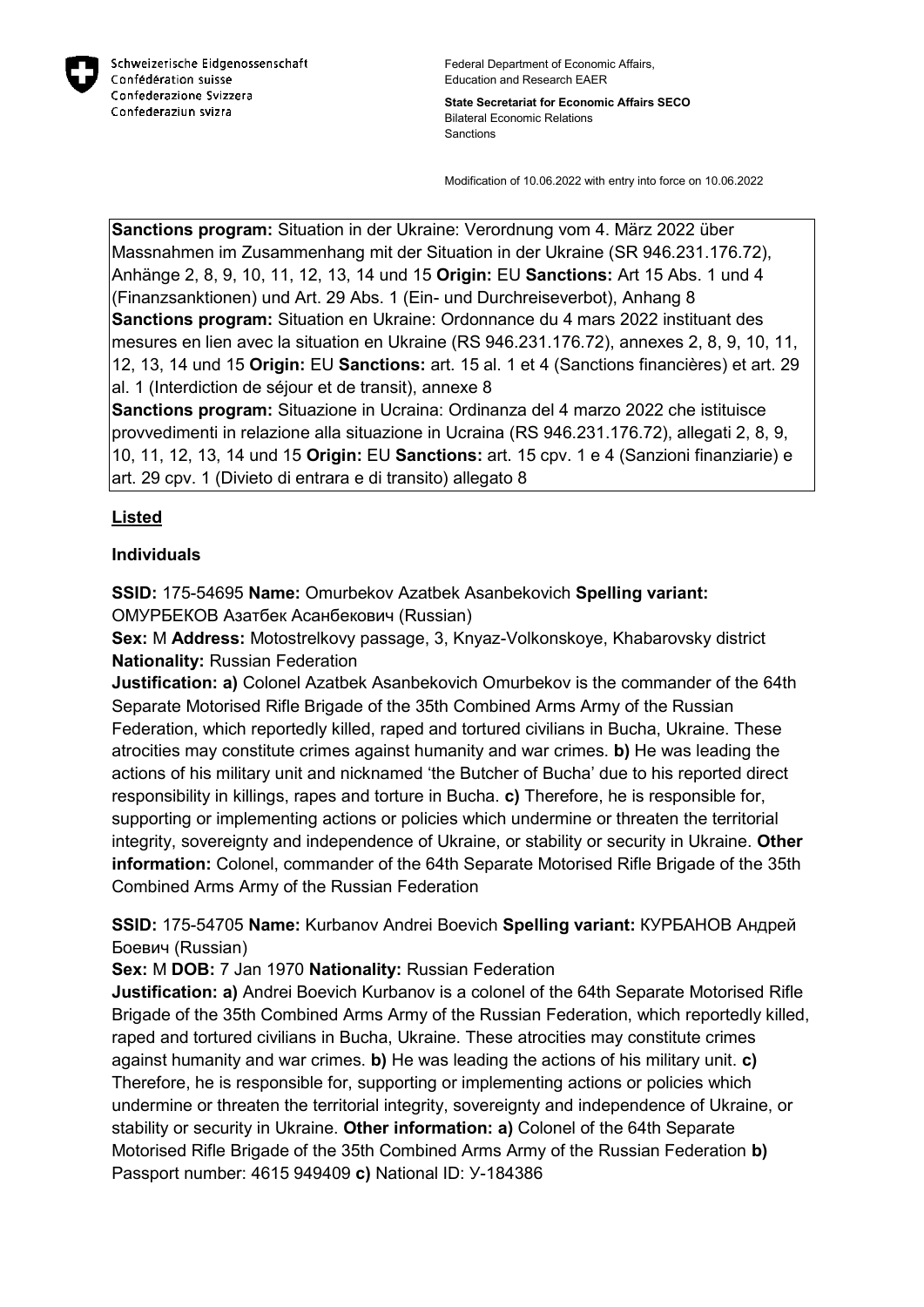Schweizerische Eidgenossenschaft
Confédération suisse
Confederazione Svizzera
Confederaziun svizra

Federal Department of Economic Affairs, Education and Research EAER

**State Secretariat for Economic Affairs SECO**
Bilateral Economic Relations
Sanctions

Modification of 10.06.2022 with entry into force on 10.06.2022

**Sanctions program:** Situation in der Ukraine: Verordnung vom 4. März 2022 über Massnahmen im Zusammenhang mit der Situation in der Ukraine (SR 946.231.176.72), Anhänge 2, 8, 9, 10, 11, 12, 13, 14 und 15 **Origin:** EU **Sanctions:** Art 15 Abs. 1 und 4 (Finanzsanktionen) und Art. 29 Abs. 1 (Ein- und Durchreiseverbot), Anhang 8
**Sanctions program:** Situation en Ukraine: Ordonnance du 4 mars 2022 instituant des mesures en lien avec la situation en Ukraine (RS 946.231.176.72), annexes 2, 8, 9, 10, 11, 12, 13, 14 und 15 **Origin:** EU **Sanctions:** art. 15 al. 1 et 4 (Sanctions financières) et art. 29 al. 1 (Interdiction de séjour et de transit), annexe 8
**Sanctions program:** Situazione in Ucraina: Ordinanza del 4 marzo 2022 che istituisce provvedimenti in relazione alla situazione in Ucraina (RS 946.231.176.72), allegati 2, 8, 9, 10, 11, 12, 13, 14 und 15 **Origin:** EU **Sanctions:** art. 15 cpv. 1 e 4 (Sanzioni finanziarie) e art. 29 cpv. 1 (Divieto di entrara e di transito) allegato 8

## Listed

### Individuals

**SSID:** 175-54695 **Name:** Omurbekov Azatbek Asanbekovich **Spelling variant:** ОМУРБЕКОВ Азатбек Асанбекович (Russian)
**Sex:** M **Address:** Motostrelkovy passage, 3, Knyaz-Volkonskoye, Khabarovsky district
**Nationality:** Russian Federation
**Justification: a)** Colonel Azatbek Asanbekovich Omurbekov is the commander of the 64th Separate Motorised Rifle Brigade of the 35th Combined Arms Army of the Russian Federation, which reportedly killed, raped and tortured civilians in Bucha, Ukraine. These atrocities may constitute crimes against humanity and war crimes. **b)** He was leading the actions of his military unit and nicknamed 'the Butcher of Bucha' due to his reported direct responsibility in killings, rapes and torture in Bucha. **c)** Therefore, he is responsible for, supporting or implementing actions or policies which undermine or threaten the territorial integrity, sovereignty and independence of Ukraine, or stability or security in Ukraine. **Other information:** Colonel, commander of the 64th Separate Motorised Rifle Brigade of the 35th Combined Arms Army of the Russian Federation

**SSID:** 175-54705 **Name:** Kurbanov Andrei Boevich **Spelling variant:** КУРБАНОВ Андрей Боевич (Russian)
**Sex:** M **DOB:** 7 Jan 1970 **Nationality:** Russian Federation
**Justification: a)** Andrei Boevich Kurbanov is a colonel of the 64th Separate Motorised Rifle Brigade of the 35th Combined Arms Army of the Russian Federation, which reportedly killed, raped and tortured civilians in Bucha, Ukraine. These atrocities may constitute crimes against humanity and war crimes. **b)** He was leading the actions of his military unit. **c)** Therefore, he is responsible for, supporting or implementing actions or policies which undermine or threaten the territorial integrity, sovereignty and independence of Ukraine, or stability or security in Ukraine. **Other information: a)** Colonel of the 64th Separate Motorised Rifle Brigade of the 35th Combined Arms Army of the Russian Federation **b)** Passport number: 4615 949409 **c)** National ID: У-184386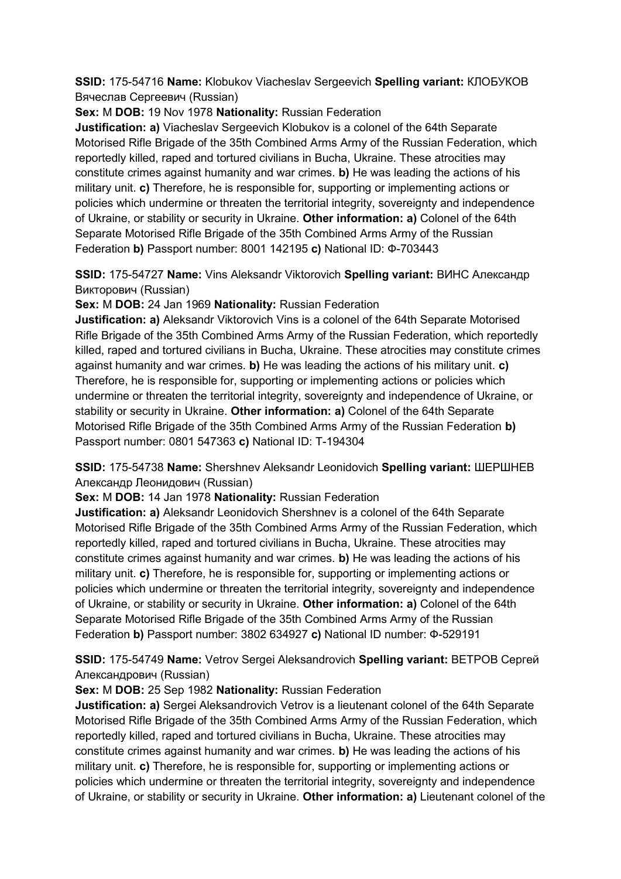**SSID:** 175-54716 **Name:** Klobukov Viacheslav Sergeevich **Spelling variant:** КЛОБУКОВ Вячеслав Сергеевич (Russian)

**Sex:** M **DOB:** 19 Nov 1978 **Nationality:** Russian Federation

**Justification: a)** Viacheslav Sergeevich Klobukov is a colonel of the 64th Separate Motorised Rifle Brigade of the 35th Combined Arms Army of the Russian Federation, which reportedly killed, raped and tortured civilians in Bucha, Ukraine. These atrocities may constitute crimes against humanity and war crimes. **b)** He was leading the actions of his military unit. **c)** Therefore, he is responsible for, supporting or implementing actions or policies which undermine or threaten the territorial integrity, sovereignty and independence of Ukraine, or stability or security in Ukraine. **Other information: a)** Colonel of the 64th Separate Motorised Rifle Brigade of the 35th Combined Arms Army of the Russian Federation **b)** Passport number: 8001 142195 **c)** National ID: Ф-703443

**SSID:** 175-54727 **Name:** Vins Aleksandr Viktorovich **Spelling variant:** ВИНС Александр Викторович (Russian)

**Sex:** M **DOB:** 24 Jan 1969 **Nationality:** Russian Federation

**Justification: a)** Aleksandr Viktorovich Vins is a colonel of the 64th Separate Motorised Rifle Brigade of the 35th Combined Arms Army of the Russian Federation, which reportedly killed, raped and tortured civilians in Bucha, Ukraine. These atrocities may constitute crimes against humanity and war crimes. **b)** He was leading the actions of his military unit. **c)** Therefore, he is responsible for, supporting or implementing actions or policies which undermine or threaten the territorial integrity, sovereignty and independence of Ukraine, or stability or security in Ukraine. **Other information: a)** Colonel of the 64th Separate Motorised Rifle Brigade of the 35th Combined Arms Army of the Russian Federation **b)** Passport number: 0801 547363 **c)** National ID: T-194304

**SSID:** 175-54738 **Name:** Shershnev Aleksandr Leonidovich **Spelling variant:** ШЕРШНЕВ Александр Леонидович (Russian)

**Sex:** M **DOB:** 14 Jan 1978 **Nationality:** Russian Federation

**Justification: a)** Aleksandr Leonidovich Shershnev is a colonel of the 64th Separate Motorised Rifle Brigade of the 35th Combined Arms Army of the Russian Federation, which reportedly killed, raped and tortured civilians in Bucha, Ukraine. These atrocities may constitute crimes against humanity and war crimes. **b)** He was leading the actions of his military unit. **c)** Therefore, he is responsible for, supporting or implementing actions or policies which undermine or threaten the territorial integrity, sovereignty and independence of Ukraine, or stability or security in Ukraine. **Other information: a)** Colonel of the 64th Separate Motorised Rifle Brigade of the 35th Combined Arms Army of the Russian Federation **b)** Passport number: 3802 634927 **c)** National ID number: Ф-529191

**SSID:** 175-54749 **Name:** Vetrov Sergei Aleksandrovich **Spelling variant:** ВЕТРОВ Сергей Александрович (Russian)

**Sex:** M **DOB:** 25 Sep 1982 **Nationality:** Russian Federation

**Justification: a)** Sergei Aleksandrovich Vetrov is a lieutenant colonel of the 64th Separate Motorised Rifle Brigade of the 35th Combined Arms Army of the Russian Federation, which reportedly killed, raped and tortured civilians in Bucha, Ukraine. These atrocities may constitute crimes against humanity and war crimes. **b)** He was leading the actions of his military unit. **c)** Therefore, he is responsible for, supporting or implementing actions or policies which undermine or threaten the territorial integrity, sovereignty and independence of Ukraine, or stability or security in Ukraine. **Other information: a)** Lieutenant colonel of the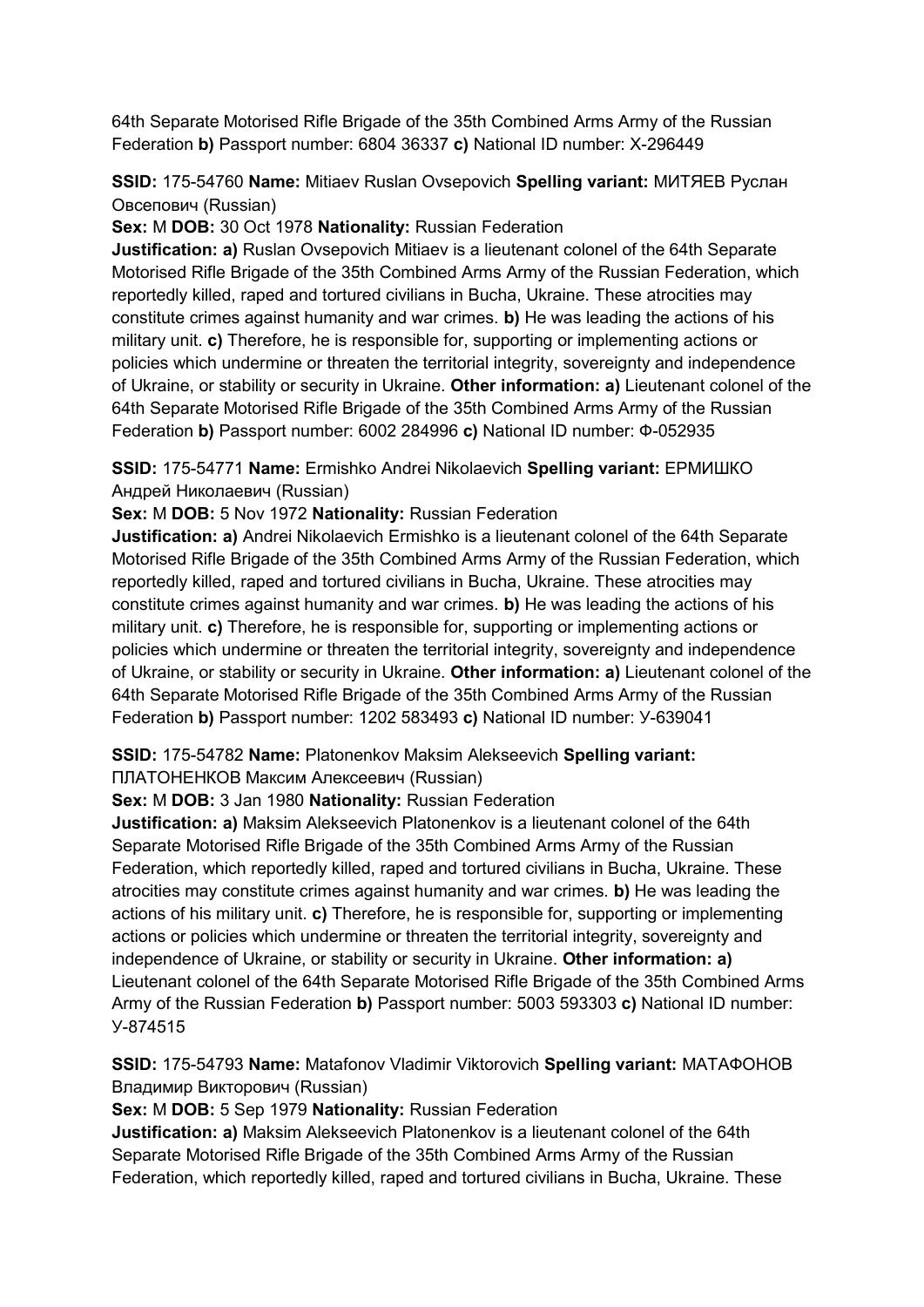64th Separate Motorised Rifle Brigade of the 35th Combined Arms Army of the Russian Federation **b)** Passport number: 6804 36337 **c)** National ID number: X-296449

**SSID:** 175-54760 **Name:** Mitiaev Ruslan Ovsepovich **Spelling variant:** МИТЯЕВ Руслан Овсепович (Russian)

**Sex:** M **DOB:** 30 Oct 1978 **Nationality:** Russian Federation

**Justification: a)** Ruslan Ovsepovich Mitiaev is a lieutenant colonel of the 64th Separate Motorised Rifle Brigade of the 35th Combined Arms Army of the Russian Federation, which reportedly killed, raped and tortured civilians in Bucha, Ukraine. These atrocities may constitute crimes against humanity and war crimes. **b)** He was leading the actions of his military unit. **c)** Therefore, he is responsible for, supporting or implementing actions or policies which undermine or threaten the territorial integrity, sovereignty and independence of Ukraine, or stability or security in Ukraine. **Other information: a)** Lieutenant colonel of the 64th Separate Motorised Rifle Brigade of the 35th Combined Arms Army of the Russian Federation **b)** Passport number: 6002 284996 **c)** National ID number: Ф-052935

**SSID:** 175-54771 **Name:** Ermishko Andrei Nikolaevich **Spelling variant:** ЕРМИШКО Андрей Николаевич (Russian)

**Sex:** M **DOB:** 5 Nov 1972 **Nationality:** Russian Federation

**Justification: a)** Andrei Nikolaevich Ermishko is a lieutenant colonel of the 64th Separate Motorised Rifle Brigade of the 35th Combined Arms Army of the Russian Federation, which reportedly killed, raped and tortured civilians in Bucha, Ukraine. These atrocities may constitute crimes against humanity and war crimes. **b)** He was leading the actions of his military unit. **c)** Therefore, he is responsible for, supporting or implementing actions or policies which undermine or threaten the territorial integrity, sovereignty and independence of Ukraine, or stability or security in Ukraine. **Other information: a)** Lieutenant colonel of the 64th Separate Motorised Rifle Brigade of the 35th Combined Arms Army of the Russian Federation **b)** Passport number: 1202 583493 **c)** National ID number: У-639041

**SSID:** 175-54782 **Name:** Platonenkov Maksim Alekseevich **Spelling variant:** ПЛАТОНЕНКОВ Максим Алексеевич (Russian)

**Sex:** M **DOB:** 3 Jan 1980 **Nationality:** Russian Federation

**Justification: a)** Maksim Alekseevich Platonenkov is a lieutenant colonel of the 64th Separate Motorised Rifle Brigade of the 35th Combined Arms Army of the Russian Federation, which reportedly killed, raped and tortured civilians in Bucha, Ukraine. These atrocities may constitute crimes against humanity and war crimes. **b)** He was leading the actions of his military unit. **c)** Therefore, he is responsible for, supporting or implementing actions or policies which undermine or threaten the territorial integrity, sovereignty and independence of Ukraine, or stability or security in Ukraine. **Other information: a)** Lieutenant colonel of the 64th Separate Motorised Rifle Brigade of the 35th Combined Arms Army of the Russian Federation **b)** Passport number: 5003 593303 **c)** National ID number: У-874515

**SSID:** 175-54793 **Name:** Matafonov Vladimir Viktorovich **Spelling variant:** МАТАФОНОВ Владимир Викторович (Russian)

**Sex:** M **DOB:** 5 Sep 1979 **Nationality:** Russian Federation

**Justification: a)** Maksim Alekseevich Platonenkov is a lieutenant colonel of the 64th Separate Motorised Rifle Brigade of the 35th Combined Arms Army of the Russian Federation, which reportedly killed, raped and tortured civilians in Bucha, Ukraine. These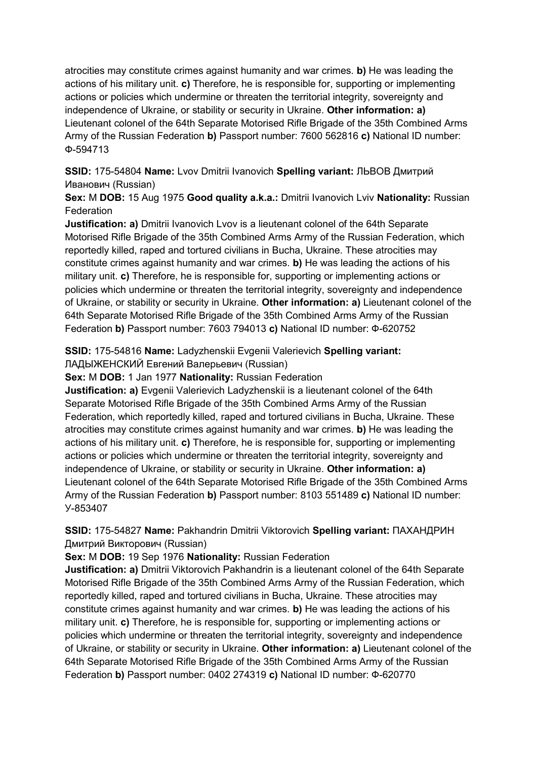atrocities may constitute crimes against humanity and war crimes. **b)** He was leading the actions of his military unit. **c)** Therefore, he is responsible for, supporting or implementing actions or policies which undermine or threaten the territorial integrity, sovereignty and independence of Ukraine, or stability or security in Ukraine. **Other information: a)** Lieutenant colonel of the 64th Separate Motorised Rifle Brigade of the 35th Combined Arms Army of the Russian Federation **b)** Passport number: 7600 562816 **c)** National ID number: Ф-594713

**SSID:** 175-54804 **Name:** Lvov Dmitrii Ivanovich **Spelling variant:** ЛЬВОВ Дмитрий Иванович (Russian)
**Sex:** M **DOB:** 15 Aug 1975 **Good quality a.k.a.:** Dmitrii Ivanovich Lviv **Nationality:** Russian Federation
**Justification: a)** Dmitrii Ivanovich Lvov is a lieutenant colonel of the 64th Separate Motorised Rifle Brigade of the 35th Combined Arms Army of the Russian Federation, which reportedly killed, raped and tortured civilians in Bucha, Ukraine. These atrocities may constitute crimes against humanity and war crimes. **b)** He was leading the actions of his military unit. **c)** Therefore, he is responsible for, supporting or implementing actions or policies which undermine or threaten the territorial integrity, sovereignty and independence of Ukraine, or stability or security in Ukraine. **Other information: a)** Lieutenant colonel of the 64th Separate Motorised Rifle Brigade of the 35th Combined Arms Army of the Russian Federation **b)** Passport number: 7603 794013 **c)** National ID number: Ф-620752

**SSID:** 175-54816 **Name:** Ladyzhenskii Evgenii Valerievich **Spelling variant:** ЛАДЫЖЕНСКИЙ Евгений Валерьевич (Russian)
**Sex:** M **DOB:** 1 Jan 1977 **Nationality:** Russian Federation
**Justification: a)** Evgenii Valerievich Ladyzhenskii is a lieutenant colonel of the 64th Separate Motorised Rifle Brigade of the 35th Combined Arms Army of the Russian Federation, which reportedly killed, raped and tortured civilians in Bucha, Ukraine. These atrocities may constitute crimes against humanity and war crimes. **b)** He was leading the actions of his military unit. **c)** Therefore, he is responsible for, supporting or implementing actions or policies which undermine or threaten the territorial integrity, sovereignty and independence of Ukraine, or stability or security in Ukraine. **Other information: a)** Lieutenant colonel of the 64th Separate Motorised Rifle Brigade of the 35th Combined Arms Army of the Russian Federation **b)** Passport number: 8103 551489 **c)** National ID number: У-853407

**SSID:** 175-54827 **Name:** Pakhandrin Dmitrii Viktorovich **Spelling variant:** ПАХАНДРИН Дмитрий Викторович (Russian)
**Sex:** M **DOB:** 19 Sep 1976 **Nationality:** Russian Federation
**Justification: a)** Dmitrii Viktorovich Pakhandrin is a lieutenant colonel of the 64th Separate Motorised Rifle Brigade of the 35th Combined Arms Army of the Russian Federation, which reportedly killed, raped and tortured civilians in Bucha, Ukraine. These atrocities may constitute crimes against humanity and war crimes. **b)** He was leading the actions of his military unit. **c)** Therefore, he is responsible for, supporting or implementing actions or policies which undermine or threaten the territorial integrity, sovereignty and independence of Ukraine, or stability or security in Ukraine. **Other information: a)** Lieutenant colonel of the 64th Separate Motorised Rifle Brigade of the 35th Combined Arms Army of the Russian Federation **b)** Passport number: 0402 274319 **c)** National ID number: Ф-620770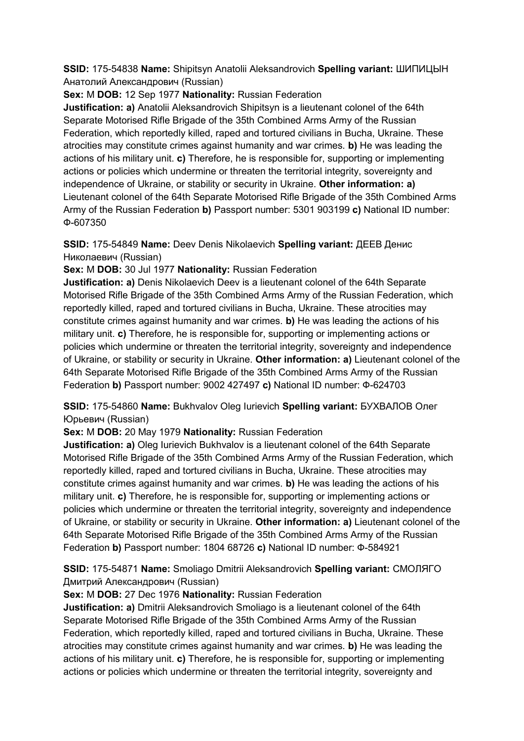**SSID:** 175-54838 **Name:** Shipitsyn Anatolii Aleksandrovich **Spelling variant:** ШИПИЦЫН Анатолий Александрович (Russian)

**Sex:** M **DOB:** 12 Sep 1977 **Nationality:** Russian Federation

**Justification: a)** Anatolii Aleksandrovich Shipitsyn is a lieutenant colonel of the 64th Separate Motorised Rifle Brigade of the 35th Combined Arms Army of the Russian Federation, which reportedly killed, raped and tortured civilians in Bucha, Ukraine. These atrocities may constitute crimes against humanity and war crimes. **b)** He was leading the actions of his military unit. **c)** Therefore, he is responsible for, supporting or implementing actions or policies which undermine or threaten the territorial integrity, sovereignty and independence of Ukraine, or stability or security in Ukraine. **Other information: a)** Lieutenant colonel of the 64th Separate Motorised Rifle Brigade of the 35th Combined Arms Army of the Russian Federation **b)** Passport number: 5301 903199 **c)** National ID number: Ф-607350

**SSID:** 175-54849 **Name:** Deev Denis Nikolaevich **Spelling variant:** ДЕЕВ Денис Николаевич (Russian)

**Sex:** M **DOB:** 30 Jul 1977 **Nationality:** Russian Federation

**Justification: a)** Denis Nikolaevich Deev is a lieutenant colonel of the 64th Separate Motorised Rifle Brigade of the 35th Combined Arms Army of the Russian Federation, which reportedly killed, raped and tortured civilians in Bucha, Ukraine. These atrocities may constitute crimes against humanity and war crimes. **b)** He was leading the actions of his military unit. **c)** Therefore, he is responsible for, supporting or implementing actions or policies which undermine or threaten the territorial integrity, sovereignty and independence of Ukraine, or stability or security in Ukraine. **Other information: a)** Lieutenant colonel of the 64th Separate Motorised Rifle Brigade of the 35th Combined Arms Army of the Russian Federation **b)** Passport number: 9002 427497 **c)** National ID number: Ф-624703

**SSID:** 175-54860 **Name:** Bukhvalov Oleg Iurievich **Spelling variant:** БУХВАЛОВ Олег Юрьевич (Russian)

**Sex:** M **DOB:** 20 May 1979 **Nationality:** Russian Federation

**Justification: a)** Oleg Iurievich Bukhvalov is a lieutenant colonel of the 64th Separate Motorised Rifle Brigade of the 35th Combined Arms Army of the Russian Federation, which reportedly killed, raped and tortured civilians in Bucha, Ukraine. These atrocities may constitute crimes against humanity and war crimes. **b)** He was leading the actions of his military unit. **c)** Therefore, he is responsible for, supporting or implementing actions or policies which undermine or threaten the territorial integrity, sovereignty and independence of Ukraine, or stability or security in Ukraine. **Other information: a)** Lieutenant colonel of the 64th Separate Motorised Rifle Brigade of the 35th Combined Arms Army of the Russian Federation **b)** Passport number: 1804 68726 **c)** National ID number: Ф-584921

**SSID:** 175-54871 **Name:** Smoliago Dmitrii Aleksandrovich **Spelling variant:** СМОЛЯГО Дмитрий Александрович (Russian)

**Sex:** M **DOB:** 27 Dec 1976 **Nationality:** Russian Federation

**Justification: a)** Dmitrii Aleksandrovich Smoliago is a lieutenant colonel of the 64th Separate Motorised Rifle Brigade of the 35th Combined Arms Army of the Russian Federation, which reportedly killed, raped and tortured civilians in Bucha, Ukraine. These atrocities may constitute crimes against humanity and war crimes. **b)** He was leading the actions of his military unit. **c)** Therefore, he is responsible for, supporting or implementing actions or policies which undermine or threaten the territorial integrity, sovereignty and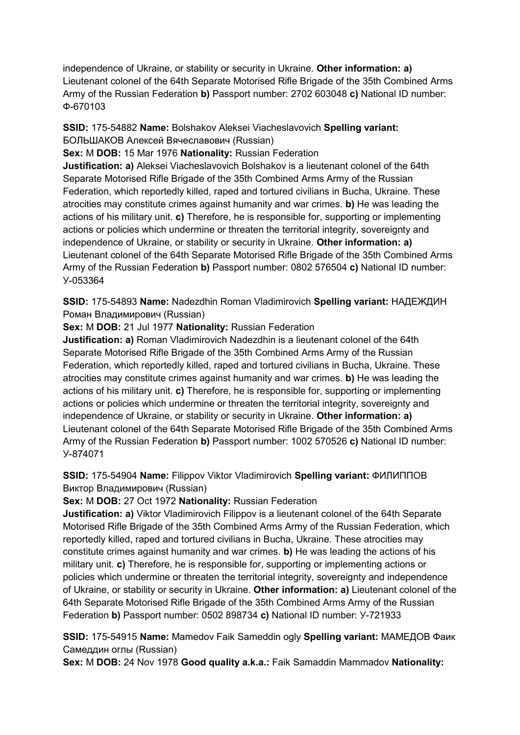independence of Ukraine, or stability or security in Ukraine. **Other information: a)** Lieutenant colonel of the 64th Separate Motorised Rifle Brigade of the 35th Combined Arms Army of the Russian Federation **b)** Passport number: 2702 603048 **c)** National ID number: Ф-670103

**SSID:** 175-54882 **Name:** Bolshakov Aleksei Viacheslavovich **Spelling variant:** БОЛЬШАКОВ Алексей Вячеславович (Russian)
**Sex:** M **DOB:** 15 Mar 1976 **Nationality:** Russian Federation
**Justification: a)** Aleksei Viacheslavovich Bolshakov is a lieutenant colonel of the 64th Separate Motorised Rifle Brigade of the 35th Combined Arms Army of the Russian Federation, which reportedly killed, raped and tortured civilians in Bucha, Ukraine. These atrocities may constitute crimes against humanity and war crimes. **b)** He was leading the actions of his military unit. **c)** Therefore, he is responsible for, supporting or implementing actions or policies which undermine or threaten the territorial integrity, sovereignty and independence of Ukraine, or stability or security in Ukraine. **Other information: a)** Lieutenant colonel of the 64th Separate Motorised Rifle Brigade of the 35th Combined Arms Army of the Russian Federation **b)** Passport number: 0802 576504 **c)** National ID number: У-053364

**SSID:** 175-54893 **Name:** Nadezdhin Roman Vladimirovich **Spelling variant:** НАДЕЖДИН Роман Владимирович (Russian)
**Sex:** M **DOB:** 21 Jul 1977 **Nationality:** Russian Federation
**Justification: a)** Roman Vladimirovich Nadezdhin is a lieutenant colonel of the 64th Separate Motorised Rifle Brigade of the 35th Combined Arms Army of the Russian Federation, which reportedly killed, raped and tortured civilians in Bucha, Ukraine. These atrocities may constitute crimes against humanity and war crimes. **b)** He was leading the actions of his military unit. **c)** Therefore, he is responsible for, supporting or implementing actions or policies which undermine or threaten the territorial integrity, sovereignty and independence of Ukraine, or stability or security in Ukraine. **Other information: a)** Lieutenant colonel of the 64th Separate Motorised Rifle Brigade of the 35th Combined Arms Army of the Russian Federation **b)** Passport number: 1002 570526 **c)** National ID number: У-874071

**SSID:** 175-54904 **Name:** Filippov Viktor Vladimirovich **Spelling variant:** ФИЛИППОВ Виктор Владимирович (Russian)
**Sex:** M **DOB:** 27 Oct 1972 **Nationality:** Russian Federation
**Justification: a)** Viktor Vladimirovich Filippov is a lieutenant colonel of the 64th Separate Motorised Rifle Brigade of the 35th Combined Arms Army of the Russian Federation, which reportedly killed, raped and tortured civilians in Bucha, Ukraine. These atrocities may constitute crimes against humanity and war crimes. **b)** He was leading the actions of his military unit. **c)** Therefore, he is responsible for, supporting or implementing actions or policies which undermine or threaten the territorial integrity, sovereignty and independence of Ukraine, or stability or security in Ukraine. **Other information: a)** Lieutenant colonel of the 64th Separate Motorised Rifle Brigade of the 35th Combined Arms Army of the Russian Federation **b)** Passport number: 0502 898734 **c)** National ID number: У-721933

**SSID:** 175-54915 **Name:** Mamedov Faik Sameddin ogly **Spelling variant:** МАМЕДОВ Фаик Самеддин оглы (Russian)
**Sex:** M **DOB:** 24 Nov 1978 **Good quality a.k.a.:** Faik Samaddin Mammadov **Nationality:**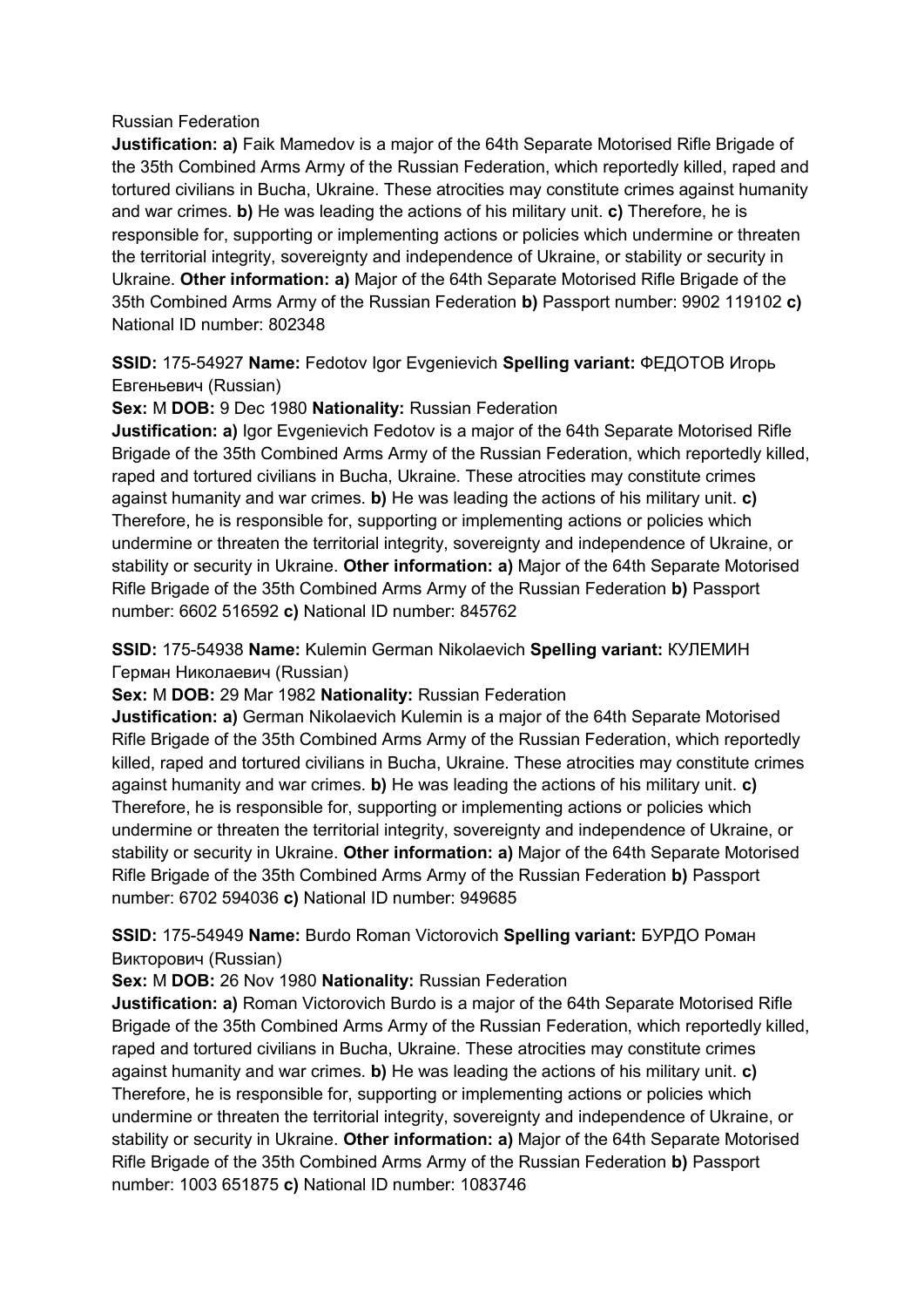Russian Federation
**Justification: a)** Faik Mamedov is a major of the 64th Separate Motorised Rifle Brigade of the 35th Combined Arms Army of the Russian Federation, which reportedly killed, raped and tortured civilians in Bucha, Ukraine. These atrocities may constitute crimes against humanity and war crimes. **b)** He was leading the actions of his military unit. **c)** Therefore, he is responsible for, supporting or implementing actions or policies which undermine or threaten the territorial integrity, sovereignty and independence of Ukraine, or stability or security in Ukraine. **Other information: a)** Major of the 64th Separate Motorised Rifle Brigade of the 35th Combined Arms Army of the Russian Federation **b)** Passport number: 9902 119102 **c)** National ID number: 802348

**SSID:** 175-54927 **Name:** Fedotov Igor Evgenievich **Spelling variant:** ФЕДОТОВ Игорь Евгеньевич (Russian)
**Sex:** M **DOB:** 9 Dec 1980 **Nationality:** Russian Federation
**Justification: a)** Igor Evgenievich Fedotov is a major of the 64th Separate Motorised Rifle Brigade of the 35th Combined Arms Army of the Russian Federation, which reportedly killed, raped and tortured civilians in Bucha, Ukraine. These atrocities may constitute crimes against humanity and war crimes. **b)** He was leading the actions of his military unit. **c)** Therefore, he is responsible for, supporting or implementing actions or policies which undermine or threaten the territorial integrity, sovereignty and independence of Ukraine, or stability or security in Ukraine. **Other information: a)** Major of the 64th Separate Motorised Rifle Brigade of the 35th Combined Arms Army of the Russian Federation **b)** Passport number: 6602 516592 **c)** National ID number: 845762

**SSID:** 175-54938 **Name:** Kulemin German Nikolaevich **Spelling variant:** КУЛЕМИН Герман Николаевич (Russian)
**Sex:** M **DOB:** 29 Mar 1982 **Nationality:** Russian Federation
**Justification: a)** German Nikolaevich Kulemin is a major of the 64th Separate Motorised Rifle Brigade of the 35th Combined Arms Army of the Russian Federation, which reportedly killed, raped and tortured civilians in Bucha, Ukraine. These atrocities may constitute crimes against humanity and war crimes. **b)** He was leading the actions of his military unit. **c)** Therefore, he is responsible for, supporting or implementing actions or policies which undermine or threaten the territorial integrity, sovereignty and independence of Ukraine, or stability or security in Ukraine. **Other information: a)** Major of the 64th Separate Motorised Rifle Brigade of the 35th Combined Arms Army of the Russian Federation **b)** Passport number: 6702 594036 **c)** National ID number: 949685

**SSID:** 175-54949 **Name:** Burdo Roman Victorovich **Spelling variant:** БУРДО Роман Викторович (Russian)
**Sex:** M **DOB:** 26 Nov 1980 **Nationality:** Russian Federation
**Justification: a)** Roman Victorovich Burdo is a major of the 64th Separate Motorised Rifle Brigade of the 35th Combined Arms Army of the Russian Federation, which reportedly killed, raped and tortured civilians in Bucha, Ukraine. These atrocities may constitute crimes against humanity and war crimes. **b)** He was leading the actions of his military unit. **c)** Therefore, he is responsible for, supporting or implementing actions or policies which undermine or threaten the territorial integrity, sovereignty and independence of Ukraine, or stability or security in Ukraine. **Other information: a)** Major of the 64th Separate Motorised Rifle Brigade of the 35th Combined Arms Army of the Russian Federation **b)** Passport number: 1003 651875 **c)** National ID number: 1083746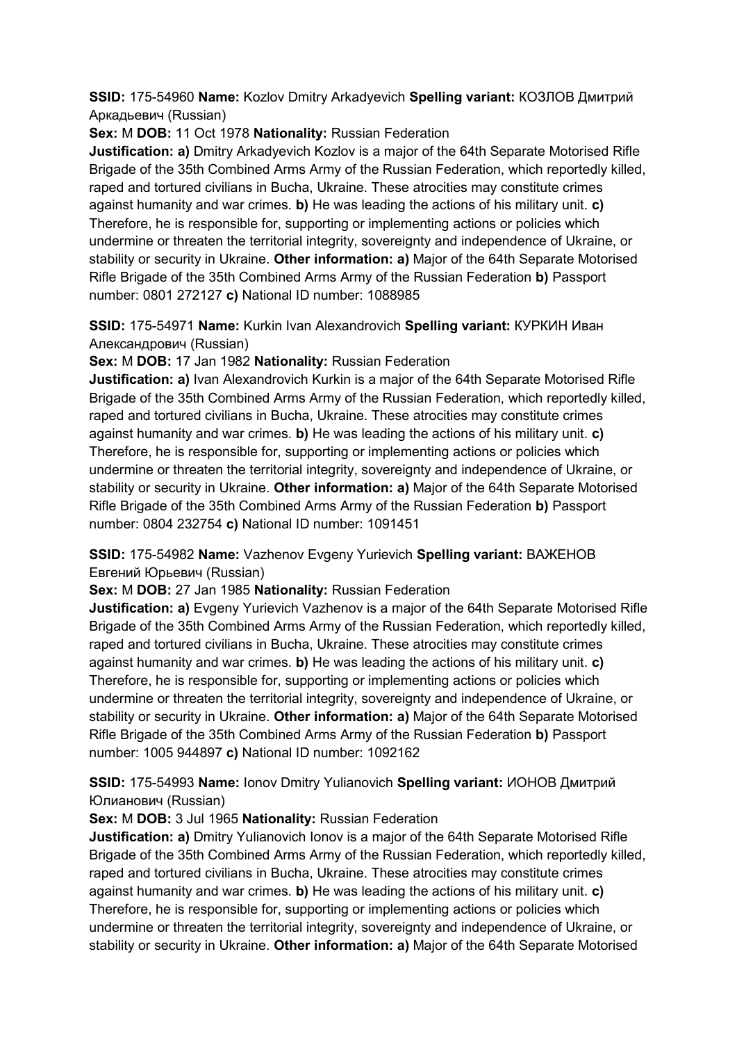**SSID:** 175-54960 **Name:** Kozlov Dmitry Arkadyevich **Spelling variant:** КОЗЛОВ Дмитрий Аркадьевич (Russian)

**Sex:** M **DOB:** 11 Oct 1978 **Nationality:** Russian Federation

**Justification: a)** Dmitry Arkadyevich Kozlov is a major of the 64th Separate Motorised Rifle Brigade of the 35th Combined Arms Army of the Russian Federation, which reportedly killed, raped and tortured civilians in Bucha, Ukraine. These atrocities may constitute crimes against humanity and war crimes. **b)** He was leading the actions of his military unit. **c)** Therefore, he is responsible for, supporting or implementing actions or policies which undermine or threaten the territorial integrity, sovereignty and independence of Ukraine, or stability or security in Ukraine. **Other information: a)** Major of the 64th Separate Motorised Rifle Brigade of the 35th Combined Arms Army of the Russian Federation **b)** Passport number: 0801 272127 **c)** National ID number: 1088985

**SSID:** 175-54971 **Name:** Kurkin Ivan Alexandrovich **Spelling variant:** КУРКИН Иван Александрович (Russian)

**Sex:** M **DOB:** 17 Jan 1982 **Nationality:** Russian Federation

**Justification: a)** Ivan Alexandrovich Kurkin is a major of the 64th Separate Motorised Rifle Brigade of the 35th Combined Arms Army of the Russian Federation, which reportedly killed, raped and tortured civilians in Bucha, Ukraine. These atrocities may constitute crimes against humanity and war crimes. **b)** He was leading the actions of his military unit. **c)** Therefore, he is responsible for, supporting or implementing actions or policies which undermine or threaten the territorial integrity, sovereignty and independence of Ukraine, or stability or security in Ukraine. **Other information: a)** Major of the 64th Separate Motorised Rifle Brigade of the 35th Combined Arms Army of the Russian Federation **b)** Passport number: 0804 232754 **c)** National ID number: 1091451

**SSID:** 175-54982 **Name:** Vazhenov Evgeny Yurievich **Spelling variant:** ВАЖЕНОВ Евгений Юрьевич (Russian)

**Sex:** M **DOB:** 27 Jan 1985 **Nationality:** Russian Federation

**Justification: a)** Evgeny Yurievich Vazhenov is a major of the 64th Separate Motorised Rifle Brigade of the 35th Combined Arms Army of the Russian Federation, which reportedly killed, raped and tortured civilians in Bucha, Ukraine. These atrocities may constitute crimes against humanity and war crimes. **b)** He was leading the actions of his military unit. **c)** Therefore, he is responsible for, supporting or implementing actions or policies which undermine or threaten the territorial integrity, sovereignty and independence of Ukraine, or stability or security in Ukraine. **Other information: a)** Major of the 64th Separate Motorised Rifle Brigade of the 35th Combined Arms Army of the Russian Federation **b)** Passport number: 1005 944897 **c)** National ID number: 1092162

**SSID:** 175-54993 **Name:** Ionov Dmitry Yulianovich **Spelling variant:** ИОНОВ Дмитрий Юлианович (Russian)

**Sex:** M **DOB:** 3 Jul 1965 **Nationality:** Russian Federation

**Justification: a)** Dmitry Yulianovich Ionov is a major of the 64th Separate Motorised Rifle Brigade of the 35th Combined Arms Army of the Russian Federation, which reportedly killed, raped and tortured civilians in Bucha, Ukraine. These atrocities may constitute crimes against humanity and war crimes. **b)** He was leading the actions of his military unit. **c)** Therefore, he is responsible for, supporting or implementing actions or policies which undermine or threaten the territorial integrity, sovereignty and independence of Ukraine, or stability or security in Ukraine. **Other information: a)** Major of the 64th Separate Motorised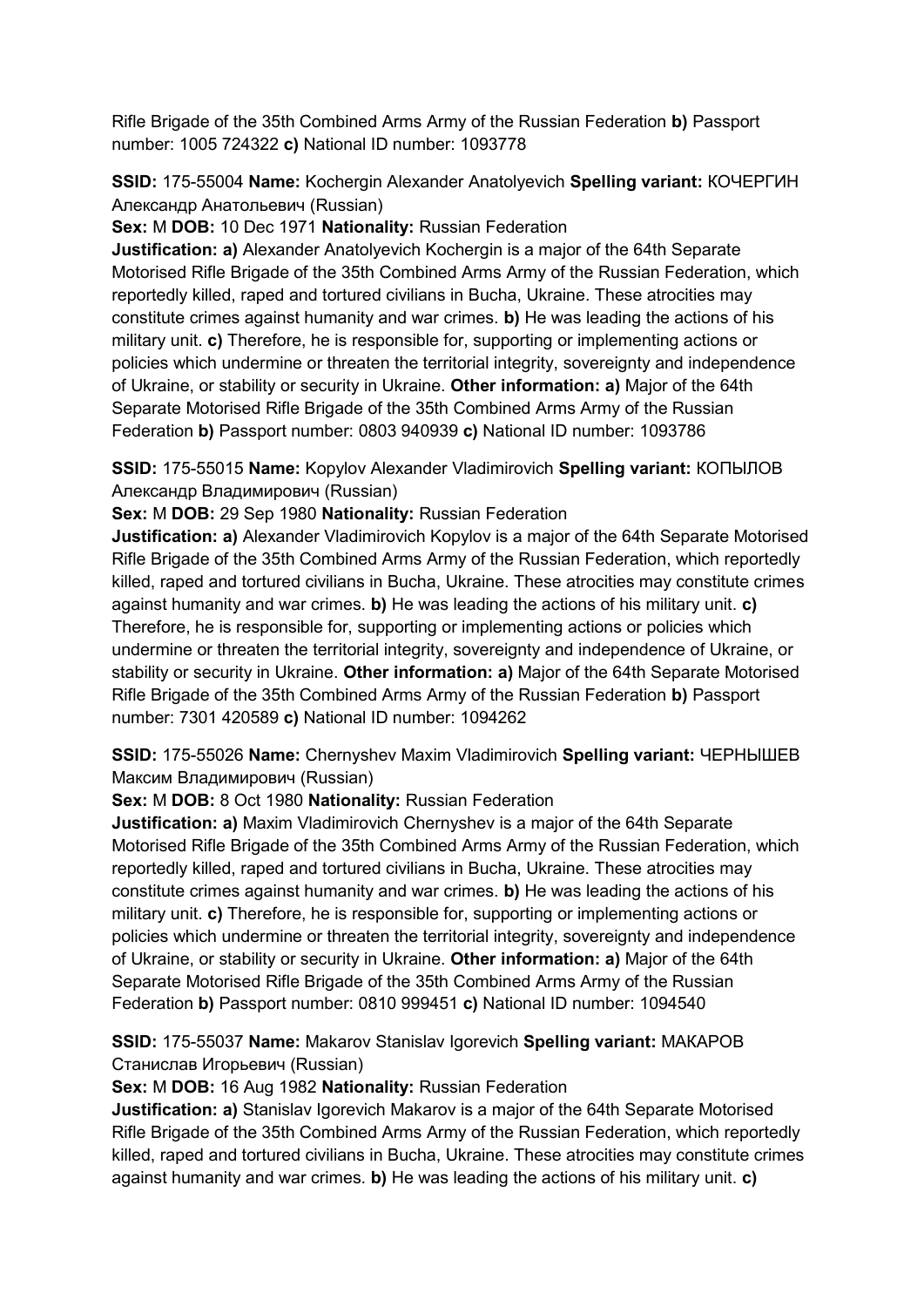Rifle Brigade of the 35th Combined Arms Army of the Russian Federation **b)** Passport number: 1005 724322 **c)** National ID number: 1093778

**SSID:** 175-55004 **Name:** Kochergin Alexander Anatolyevich **Spelling variant:** КОЧЕРГИН Александр Анатольевич (Russian)

**Sex:** M **DOB:** 10 Dec 1971 **Nationality:** Russian Federation

**Justification: a)** Alexander Anatolyevich Kochergin is a major of the 64th Separate Motorised Rifle Brigade of the 35th Combined Arms Army of the Russian Federation, which reportedly killed, raped and tortured civilians in Bucha, Ukraine. These atrocities may constitute crimes against humanity and war crimes. **b)** He was leading the actions of his military unit. **c)** Therefore, he is responsible for, supporting or implementing actions or policies which undermine or threaten the territorial integrity, sovereignty and independence of Ukraine, or stability or security in Ukraine. **Other information: a)** Major of the 64th Separate Motorised Rifle Brigade of the 35th Combined Arms Army of the Russian Federation **b)** Passport number: 0803 940939 **c)** National ID number: 1093786

**SSID:** 175-55015 **Name:** Kopylov Alexander Vladimirovich **Spelling variant:** КОПЫЛОВ Александр Владимирович (Russian)

**Sex:** M **DOB:** 29 Sep 1980 **Nationality:** Russian Federation

**Justification: a)** Alexander Vladimirovich Kopylov is a major of the 64th Separate Motorised Rifle Brigade of the 35th Combined Arms Army of the Russian Federation, which reportedly killed, raped and tortured civilians in Bucha, Ukraine. These atrocities may constitute crimes against humanity and war crimes. **b)** He was leading the actions of his military unit. **c)** Therefore, he is responsible for, supporting or implementing actions or policies which undermine or threaten the territorial integrity, sovereignty and independence of Ukraine, or stability or security in Ukraine. **Other information: a)** Major of the 64th Separate Motorised Rifle Brigade of the 35th Combined Arms Army of the Russian Federation **b)** Passport number: 7301 420589 **c)** National ID number: 1094262

**SSID:** 175-55026 **Name:** Chernyshev Maxim Vladimirovich **Spelling variant:** ЧЕРНЫШЕВ Максим Владимирович (Russian)

**Sex:** M **DOB:** 8 Oct 1980 **Nationality:** Russian Federation

**Justification: a)** Maxim Vladimirovich Chernyshev is a major of the 64th Separate Motorised Rifle Brigade of the 35th Combined Arms Army of the Russian Federation, which reportedly killed, raped and tortured civilians in Bucha, Ukraine. These atrocities may constitute crimes against humanity and war crimes. **b)** He was leading the actions of his military unit. **c)** Therefore, he is responsible for, supporting or implementing actions or policies which undermine or threaten the territorial integrity, sovereignty and independence of Ukraine, or stability or security in Ukraine. **Other information: a)** Major of the 64th Separate Motorised Rifle Brigade of the 35th Combined Arms Army of the Russian Federation **b)** Passport number: 0810 999451 **c)** National ID number: 1094540

**SSID:** 175-55037 **Name:** Makarov Stanislav Igorevich **Spelling variant:** МАКАРОВ Станислав Игорьевич (Russian)

**Sex:** M **DOB:** 16 Aug 1982 **Nationality:** Russian Federation

**Justification: a)** Stanislav Igorevich Makarov is a major of the 64th Separate Motorised Rifle Brigade of the 35th Combined Arms Army of the Russian Federation, which reportedly killed, raped and tortured civilians in Bucha, Ukraine. These atrocities may constitute crimes against humanity and war crimes. **b)** He was leading the actions of his military unit. **c)**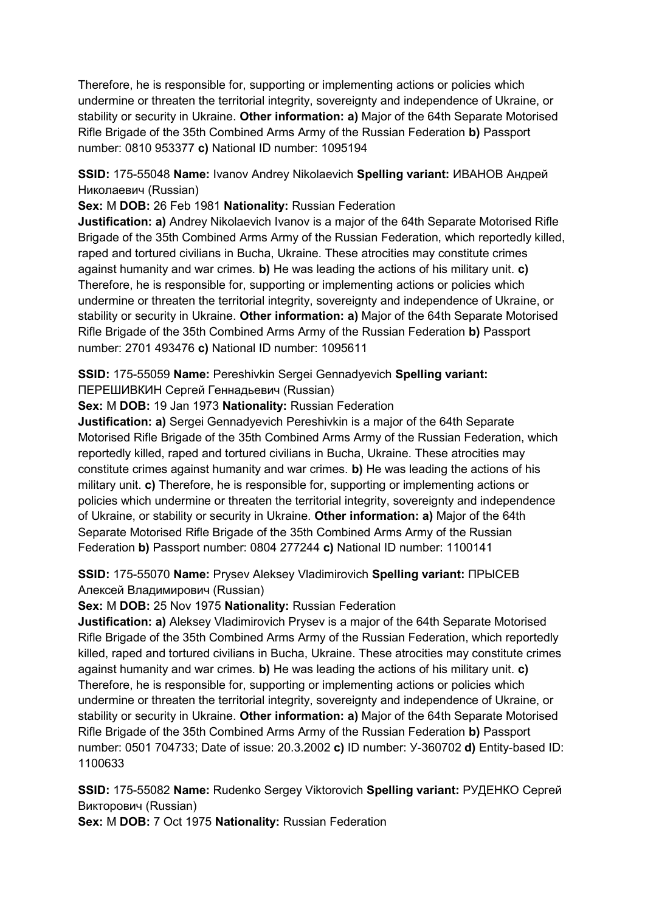Therefore, he is responsible for, supporting or implementing actions or policies which undermine or threaten the territorial integrity, sovereignty and independence of Ukraine, or stability or security in Ukraine. **Other information: a)** Major of the 64th Separate Motorised Rifle Brigade of the 35th Combined Arms Army of the Russian Federation **b)** Passport number: 0810 953377 **c)** National ID number: 1095194

**SSID:** 175-55048 **Name:** Ivanov Andrey Nikolaevich **Spelling variant:** ИВАНОВ Андрей Николаевич (Russian)
**Sex:** M **DOB:** 26 Feb 1981 **Nationality:** Russian Federation
**Justification: a)** Andrey Nikolaevich Ivanov is a major of the 64th Separate Motorised Rifle Brigade of the 35th Combined Arms Army of the Russian Federation, which reportedly killed, raped and tortured civilians in Bucha, Ukraine. These atrocities may constitute crimes against humanity and war crimes. **b)** He was leading the actions of his military unit. **c)** Therefore, he is responsible for, supporting or implementing actions or policies which undermine or threaten the territorial integrity, sovereignty and independence of Ukraine, or stability or security in Ukraine. **Other information: a)** Major of the 64th Separate Motorised Rifle Brigade of the 35th Combined Arms Army of the Russian Federation **b)** Passport number: 2701 493476 **c)** National ID number: 1095611

**SSID:** 175-55059 **Name:** Pereshivkin Sergei Gennadyevich **Spelling variant:** ПЕРЕШИВКИН Сергей Геннадьевич (Russian)
**Sex:** M **DOB:** 19 Jan 1973 **Nationality:** Russian Federation
**Justification: a)** Sergei Gennadyevich Pereshivkin is a major of the 64th Separate Motorised Rifle Brigade of the 35th Combined Arms Army of the Russian Federation, which reportedly killed, raped and tortured civilians in Bucha, Ukraine. These atrocities may constitute crimes against humanity and war crimes. **b)** He was leading the actions of his military unit. **c)** Therefore, he is responsible for, supporting or implementing actions or policies which undermine or threaten the territorial integrity, sovereignty and independence of Ukraine, or stability or security in Ukraine. **Other information: a)** Major of the 64th Separate Motorised Rifle Brigade of the 35th Combined Arms Army of the Russian Federation **b)** Passport number: 0804 277244 **c)** National ID number: 1100141

**SSID:** 175-55070 **Name:** Prysev Aleksey Vladimirovich **Spelling variant:** ПРЫСЕВ Алексей Владимирович (Russian)
**Sex:** M **DOB:** 25 Nov 1975 **Nationality:** Russian Federation
**Justification: a)** Aleksey Vladimirovich Prysev is a major of the 64th Separate Motorised Rifle Brigade of the 35th Combined Arms Army of the Russian Federation, which reportedly killed, raped and tortured civilians in Bucha, Ukraine. These atrocities may constitute crimes against humanity and war crimes. **b)** He was leading the actions of his military unit. **c)** Therefore, he is responsible for, supporting or implementing actions or policies which undermine or threaten the territorial integrity, sovereignty and independence of Ukraine, or stability or security in Ukraine. **Other information: a)** Major of the 64th Separate Motorised Rifle Brigade of the 35th Combined Arms Army of the Russian Federation **b)** Passport number: 0501 704733; Date of issue: 20.3.2002 **c)** ID number: У-360702 **d)** Entity-based ID: 1100633

**SSID:** 175-55082 **Name:** Rudenko Sergey Viktorovich **Spelling variant:** РУДЕНКО Сергей Викторович (Russian)
**Sex:** M **DOB:** 7 Oct 1975 **Nationality:** Russian Federation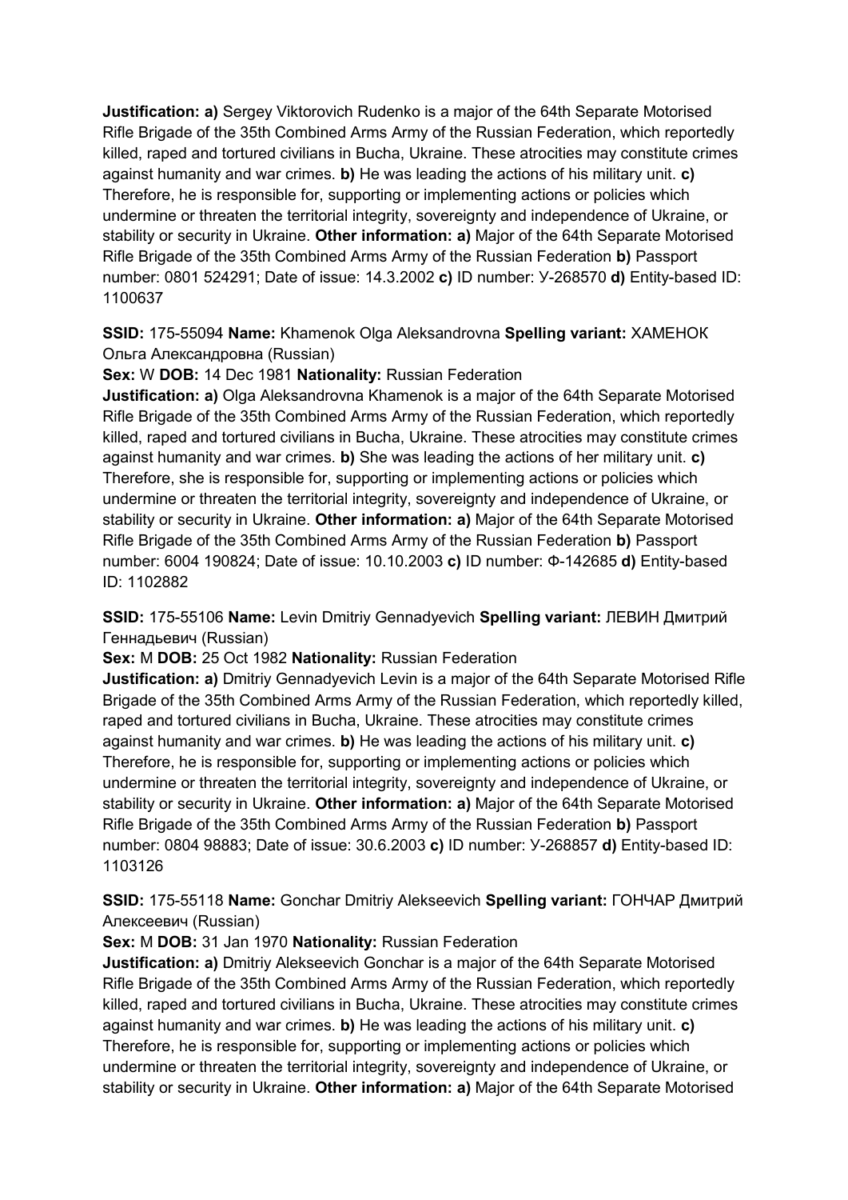**Justification: a)** Sergey Viktorovich Rudenko is a major of the 64th Separate Motorised Rifle Brigade of the 35th Combined Arms Army of the Russian Federation, which reportedly killed, raped and tortured civilians in Bucha, Ukraine. These atrocities may constitute crimes against humanity and war crimes. **b)** He was leading the actions of his military unit. **c)** Therefore, he is responsible for, supporting or implementing actions or policies which undermine or threaten the territorial integrity, sovereignty and independence of Ukraine, or stability or security in Ukraine. **Other information: a)** Major of the 64th Separate Motorised Rifle Brigade of the 35th Combined Arms Army of the Russian Federation **b)** Passport number: 0801 524291; Date of issue: 14.3.2002 **c)** ID number: У-268570 **d)** Entity-based ID: 1100637

**SSID:** 175-55094 **Name:** Khamenok Olga Aleksandrovna **Spelling variant:** ХАМЕНОК Ольга Александровна (Russian)

**Sex:** W **DOB:** 14 Dec 1981 **Nationality:** Russian Federation

**Justification: a)** Olga Aleksandrovna Khamenok is a major of the 64th Separate Motorised Rifle Brigade of the 35th Combined Arms Army of the Russian Federation, which reportedly killed, raped and tortured civilians in Bucha, Ukraine. These atrocities may constitute crimes against humanity and war crimes. **b)** She was leading the actions of her military unit. **c)** Therefore, she is responsible for, supporting or implementing actions or policies which undermine or threaten the territorial integrity, sovereignty and independence of Ukraine, or stability or security in Ukraine. **Other information: a)** Major of the 64th Separate Motorised Rifle Brigade of the 35th Combined Arms Army of the Russian Federation **b)** Passport number: 6004 190824; Date of issue: 10.10.2003 **c)** ID number: Ф-142685 **d)** Entity-based ID: 1102882

**SSID:** 175-55106 **Name:** Levin Dmitriy Gennadyevich **Spelling variant:** ЛЕВИН Дмитрий Геннадьевич (Russian)

**Sex:** M **DOB:** 25 Oct 1982 **Nationality:** Russian Federation

**Justification: a)** Dmitriy Gennadyevich Levin is a major of the 64th Separate Motorised Rifle Brigade of the 35th Combined Arms Army of the Russian Federation, which reportedly killed, raped and tortured civilians in Bucha, Ukraine. These atrocities may constitute crimes against humanity and war crimes. **b)** He was leading the actions of his military unit. **c)** Therefore, he is responsible for, supporting or implementing actions or policies which undermine or threaten the territorial integrity, sovereignty and independence of Ukraine, or stability or security in Ukraine. **Other information: a)** Major of the 64th Separate Motorised Rifle Brigade of the 35th Combined Arms Army of the Russian Federation **b)** Passport number: 0804 98883; Date of issue: 30.6.2003 **c)** ID number: У-268857 **d)** Entity-based ID: 1103126

**SSID:** 175-55118 **Name:** Gonchar Dmitriy Alekseevich **Spelling variant:** ГОНЧАР Дмитрий Алексеевич (Russian)

**Sex:** M **DOB:** 31 Jan 1970 **Nationality:** Russian Federation

**Justification: a)** Dmitriy Alekseevich Gonchar is a major of the 64th Separate Motorised Rifle Brigade of the 35th Combined Arms Army of the Russian Federation, which reportedly killed, raped and tortured civilians in Bucha, Ukraine. These atrocities may constitute crimes against humanity and war crimes. **b)** He was leading the actions of his military unit. **c)** Therefore, he is responsible for, supporting or implementing actions or policies which undermine or threaten the territorial integrity, sovereignty and independence of Ukraine, or stability or security in Ukraine. **Other information: a)** Major of the 64th Separate Motorised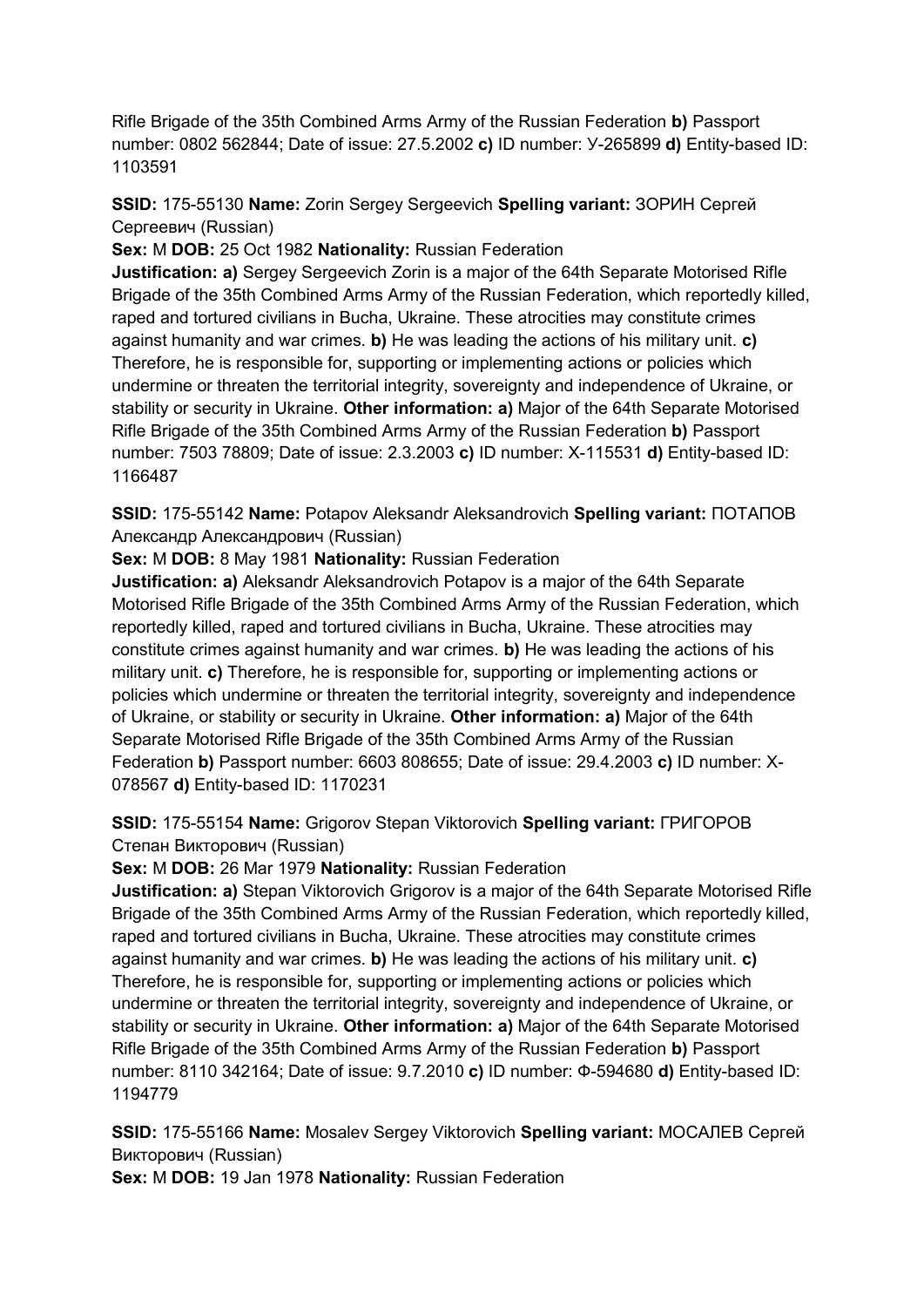Rifle Brigade of the 35th Combined Arms Army of the Russian Federation **b)** Passport number: 0802 562844; Date of issue: 27.5.2002 **c)** ID number: У-265899 **d)** Entity-based ID: 1103591

**SSID:** 175-55130 **Name:** Zorin Sergey Sergeevich **Spelling variant:** ЗОРИН Сергей Сергеевич (Russian)
**Sex:** M **DOB:** 25 Oct 1982 **Nationality:** Russian Federation
**Justification: a)** Sergey Sergeevich Zorin is a major of the 64th Separate Motorised Rifle Brigade of the 35th Combined Arms Army of the Russian Federation, which reportedly killed, raped and tortured civilians in Bucha, Ukraine. These atrocities may constitute crimes against humanity and war crimes. **b)** He was leading the actions of his military unit. **c)** Therefore, he is responsible for, supporting or implementing actions or policies which undermine or threaten the territorial integrity, sovereignty and independence of Ukraine, or stability or security in Ukraine. **Other information: a)** Major of the 64th Separate Motorised Rifle Brigade of the 35th Combined Arms Army of the Russian Federation **b)** Passport number: 7503 78809; Date of issue: 2.3.2003 **c)** ID number: Х-115531 **d)** Entity-based ID: 1166487

**SSID:** 175-55142 **Name:** Potapov Aleksandr Aleksandrovich **Spelling variant:** ПОТАПОВ Александр Александрович (Russian)
**Sex:** M **DOB:** 8 May 1981 **Nationality:** Russian Federation
**Justification: a)** Aleksandr Aleksandrovich Potapov is a major of the 64th Separate Motorised Rifle Brigade of the 35th Combined Arms Army of the Russian Federation, which reportedly killed, raped and tortured civilians in Bucha, Ukraine. These atrocities may constitute crimes against humanity and war crimes. **b)** He was leading the actions of his military unit. **c)** Therefore, he is responsible for, supporting or implementing actions or policies which undermine or threaten the territorial integrity, sovereignty and independence of Ukraine, or stability or security in Ukraine. **Other information: a)** Major of the 64th Separate Motorised Rifle Brigade of the 35th Combined Arms Army of the Russian Federation **b)** Passport number: 6603 808655; Date of issue: 29.4.2003 **c)** ID number: Х-078567 **d)** Entity-based ID: 1170231

**SSID:** 175-55154 **Name:** Grigorov Stepan Viktorovich **Spelling variant:** ГРИГОРОВ Степан Викторович (Russian)
**Sex:** M **DOB:** 26 Mar 1979 **Nationality:** Russian Federation
**Justification: a)** Stepan Viktorovich Grigorov is a major of the 64th Separate Motorised Rifle Brigade of the 35th Combined Arms Army of the Russian Federation, which reportedly killed, raped and tortured civilians in Bucha, Ukraine. These atrocities may constitute crimes against humanity and war crimes. **b)** He was leading the actions of his military unit. **c)** Therefore, he is responsible for, supporting or implementing actions or policies which undermine or threaten the territorial integrity, sovereignty and independence of Ukraine, or stability or security in Ukraine. **Other information: a)** Major of the 64th Separate Motorised Rifle Brigade of the 35th Combined Arms Army of the Russian Federation **b)** Passport number: 8110 342164; Date of issue: 9.7.2010 **c)** ID number: Ф-594680 **d)** Entity-based ID: 1194779

**SSID:** 175-55166 **Name:** Mosalev Sergey Viktorovich **Spelling variant:** МОСАЛЕВ Сергей Викторович (Russian)
**Sex:** M **DOB:** 19 Jan 1978 **Nationality:** Russian Federation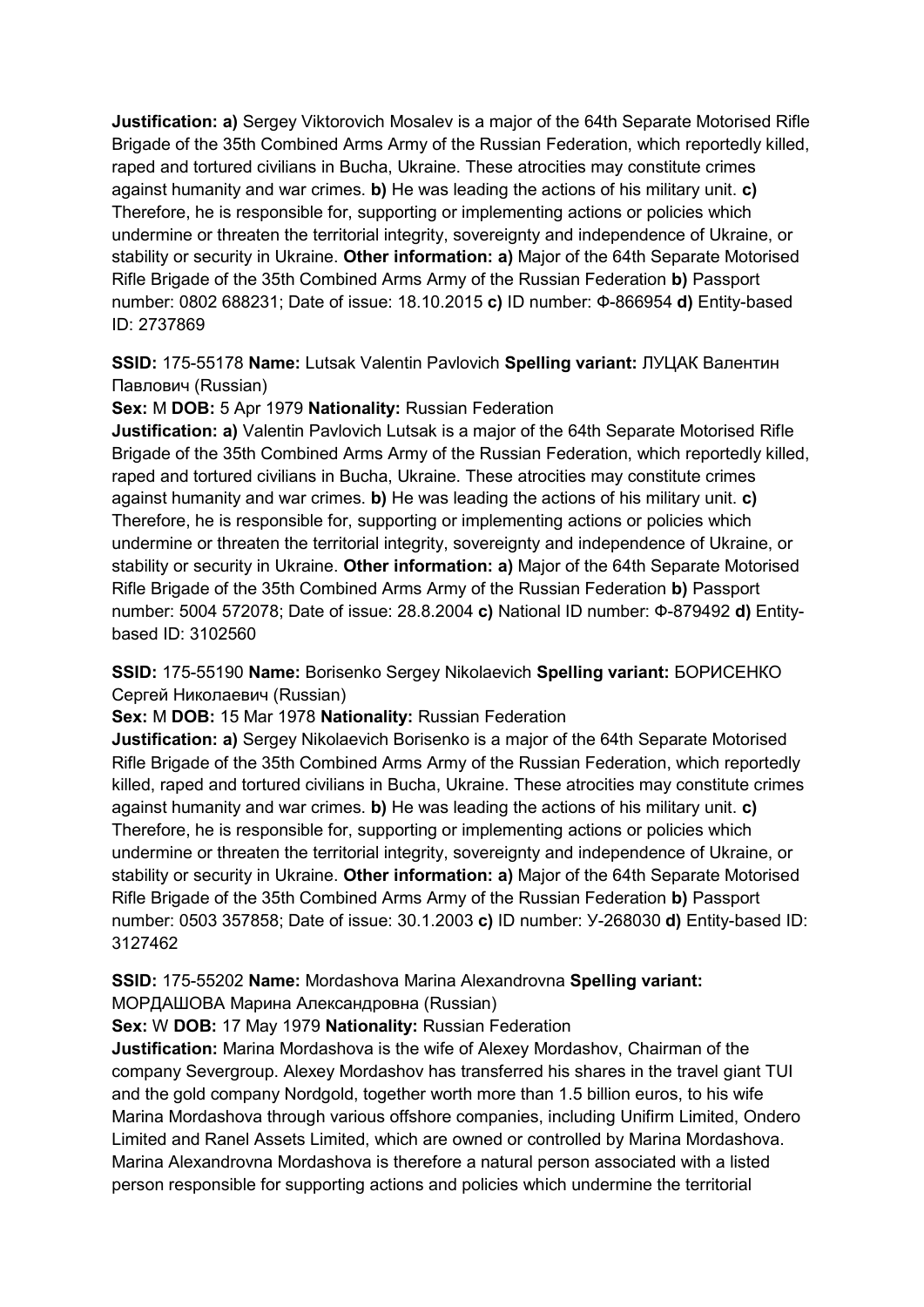**Justification: a)** Sergey Viktorovich Mosalev is a major of the 64th Separate Motorised Rifle Brigade of the 35th Combined Arms Army of the Russian Federation, which reportedly killed, raped and tortured civilians in Bucha, Ukraine. These atrocities may constitute crimes against humanity and war crimes. **b)** He was leading the actions of his military unit. **c)** Therefore, he is responsible for, supporting or implementing actions or policies which undermine or threaten the territorial integrity, sovereignty and independence of Ukraine, or stability or security in Ukraine. **Other information: a)** Major of the 64th Separate Motorised Rifle Brigade of the 35th Combined Arms Army of the Russian Federation **b)** Passport number: 0802 688231; Date of issue: 18.10.2015 **c)** ID number: Ф-866954 **d)** Entity-based ID: 2737869

**SSID:** 175-55178 **Name:** Lutsak Valentin Pavlovich **Spelling variant:** ЛУЦАК Валентин Павлович (Russian)

**Sex:** M **DOB:** 5 Apr 1979 **Nationality:** Russian Federation

**Justification: a)** Valentin Pavlovich Lutsak is a major of the 64th Separate Motorised Rifle Brigade of the 35th Combined Arms Army of the Russian Federation, which reportedly killed, raped and tortured civilians in Bucha, Ukraine. These atrocities may constitute crimes against humanity and war crimes. **b)** He was leading the actions of his military unit. **c)** Therefore, he is responsible for, supporting or implementing actions or policies which undermine or threaten the territorial integrity, sovereignty and independence of Ukraine, or stability or security in Ukraine. **Other information: a)** Major of the 64th Separate Motorised Rifle Brigade of the 35th Combined Arms Army of the Russian Federation **b)** Passport number: 5004 572078; Date of issue: 28.8.2004 **c)** National ID number: Ф-879492 **d)** Entity-based ID: 3102560

**SSID:** 175-55190 **Name:** Borisenko Sergey Nikolaevich **Spelling variant:** БОРИСЕНКО Сергей Николаевич (Russian)

**Sex:** M **DOB:** 15 Mar 1978 **Nationality:** Russian Federation

**Justification: a)** Sergey Nikolaevich Borisenko is a major of the 64th Separate Motorised Rifle Brigade of the 35th Combined Arms Army of the Russian Federation, which reportedly killed, raped and tortured civilians in Bucha, Ukraine. These atrocities may constitute crimes against humanity and war crimes. **b)** He was leading the actions of his military unit. **c)** Therefore, he is responsible for, supporting or implementing actions or policies which undermine or threaten the territorial integrity, sovereignty and independence of Ukraine, or stability or security in Ukraine. **Other information: a)** Major of the 64th Separate Motorised Rifle Brigade of the 35th Combined Arms Army of the Russian Federation **b)** Passport number: 0503 357858; Date of issue: 30.1.2003 **c)** ID number: У-268030 **d)** Entity-based ID: 3127462

**SSID:** 175-55202 **Name:** Mordashova Marina Alexandrovna **Spelling variant:** МОРДАШОВА Марина Александровна (Russian)

**Sex:** W **DOB:** 17 May 1979 **Nationality:** Russian Federation

**Justification:** Marina Mordashova is the wife of Alexey Mordashov, Chairman of the company Severgroup. Alexey Mordashov has transferred his shares in the travel giant TUI and the gold company Nordgold, together worth more than 1.5 billion euros, to his wife Marina Mordashova through various offshore companies, including Unifirm Limited, Ondero Limited and Ranel Assets Limited, which are owned or controlled by Marina Mordashova. Marina Alexandrovna Mordashova is therefore a natural person associated with a listed person responsible for supporting actions and policies which undermine the territorial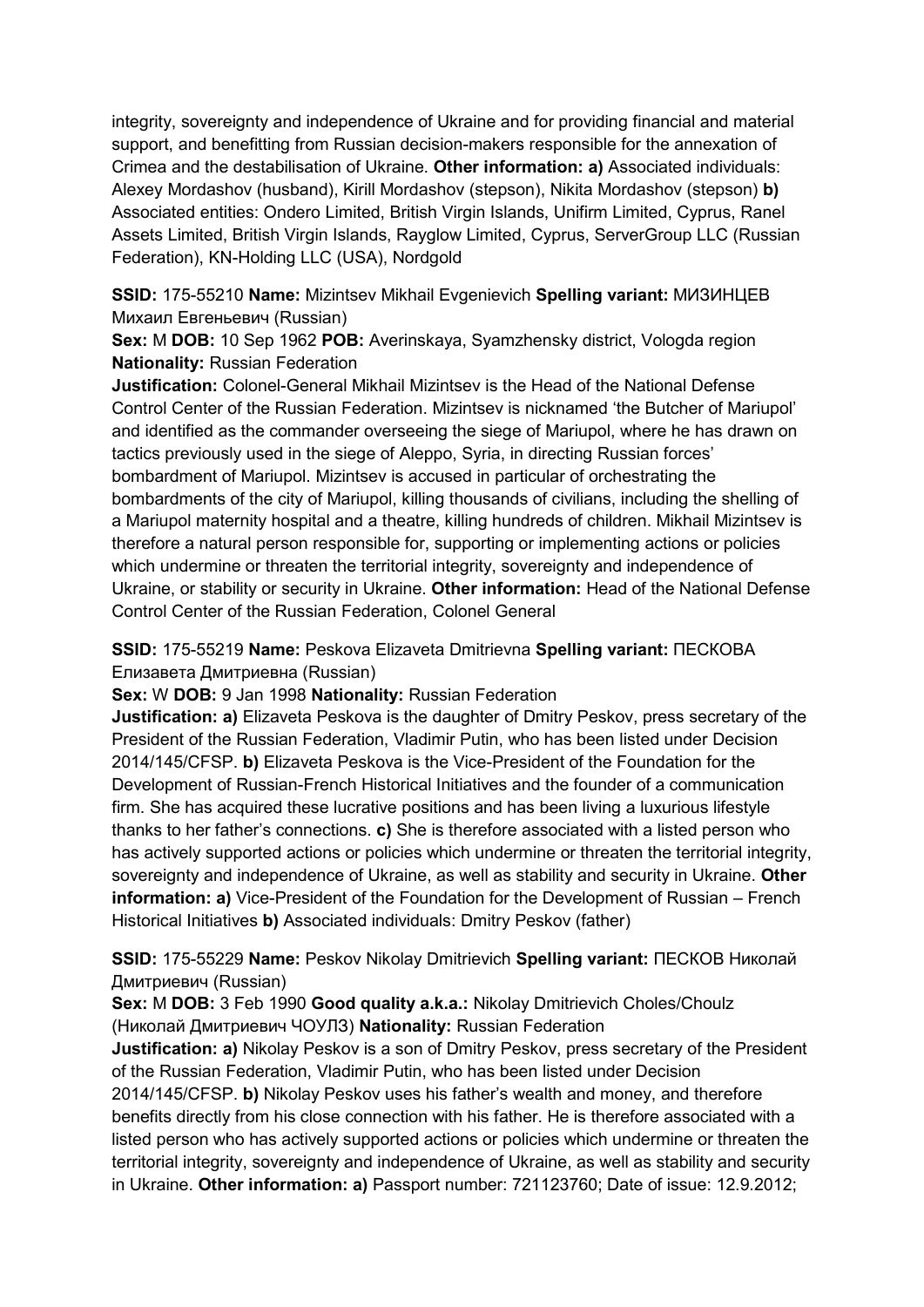integrity, sovereignty and independence of Ukraine and for providing financial and material support, and benefitting from Russian decision-makers responsible for the annexation of Crimea and the destabilisation of Ukraine. **Other information: a)** Associated individuals: Alexey Mordashov (husband), Kirill Mordashov (stepson), Nikita Mordashov (stepson) **b)** Associated entities: Ondero Limited, British Virgin Islands, Unifirm Limited, Cyprus, Ranel Assets Limited, British Virgin Islands, Rayglow Limited, Cyprus, ServerGroup LLC (Russian Federation), KN-Holding LLC (USA), Nordgold

**SSID:** 175-55210 **Name:** Mizintsev Mikhail Evgenievich **Spelling variant:** МИЗИНЦЕВ Михаил Евгеньевич (Russian)
**Sex:** M **DOB:** 10 Sep 1962 **POB:** Averinskaya, Syamzhensky district, Vologda region **Nationality:** Russian Federation
**Justification:** Colonel-General Mikhail Mizintsev is the Head of the National Defense Control Center of the Russian Federation. Mizintsev is nicknamed 'the Butcher of Mariupol' and identified as the commander overseeing the siege of Mariupol, where he has drawn on tactics previously used in the siege of Aleppo, Syria, in directing Russian forces' bombardment of Mariupol. Mizintsev is accused in particular of orchestrating the bombardments of the city of Mariupol, killing thousands of civilians, including the shelling of a Mariupol maternity hospital and a theatre, killing hundreds of children. Mikhail Mizintsev is therefore a natural person responsible for, supporting or implementing actions or policies which undermine or threaten the territorial integrity, sovereignty and independence of Ukraine, or stability or security in Ukraine. **Other information:** Head of the National Defense Control Center of the Russian Federation, Colonel General

**SSID:** 175-55219 **Name:** Peskova Elizaveta Dmitrievna **Spelling variant:** ПЕСКОВА Елизавета Дмитриевна (Russian)
**Sex:** W **DOB:** 9 Jan 1998 **Nationality:** Russian Federation
**Justification: a)** Elizaveta Peskova is the daughter of Dmitry Peskov, press secretary of the President of the Russian Federation, Vladimir Putin, who has been listed under Decision 2014/145/CFSP. **b)** Elizaveta Peskova is the Vice-President of the Foundation for the Development of Russian-French Historical Initiatives and the founder of a communication firm. She has acquired these lucrative positions and has been living a luxurious lifestyle thanks to her father's connections. **c)** She is therefore associated with a listed person who has actively supported actions or policies which undermine or threaten the territorial integrity, sovereignty and independence of Ukraine, as well as stability and security in Ukraine. **Other information: a)** Vice-President of the Foundation for the Development of Russian – French Historical Initiatives **b)** Associated individuals: Dmitry Peskov (father)

**SSID:** 175-55229 **Name:** Peskov Nikolay Dmitrievich **Spelling variant:** ПЕСКОВ Николай Дмитриевич (Russian)
**Sex:** M **DOB:** 3 Feb 1990 **Good quality a.k.a.:** Nikolay Dmitrievich Choles/Choulz (Николай Дмитриевич ЧОУЛЗ) **Nationality:** Russian Federation
**Justification: a)** Nikolay Peskov is a son of Dmitry Peskov, press secretary of the President of the Russian Federation, Vladimir Putin, who has been listed under Decision 2014/145/CFSP. **b)** Nikolay Peskov uses his father's wealth and money, and therefore benefits directly from his close connection with his father. He is therefore associated with a listed person who has actively supported actions or policies which undermine or threaten the territorial integrity, sovereignty and independence of Ukraine, as well as stability and security in Ukraine. **Other information: a)** Passport number: 721123760; Date of issue: 12.9.2012;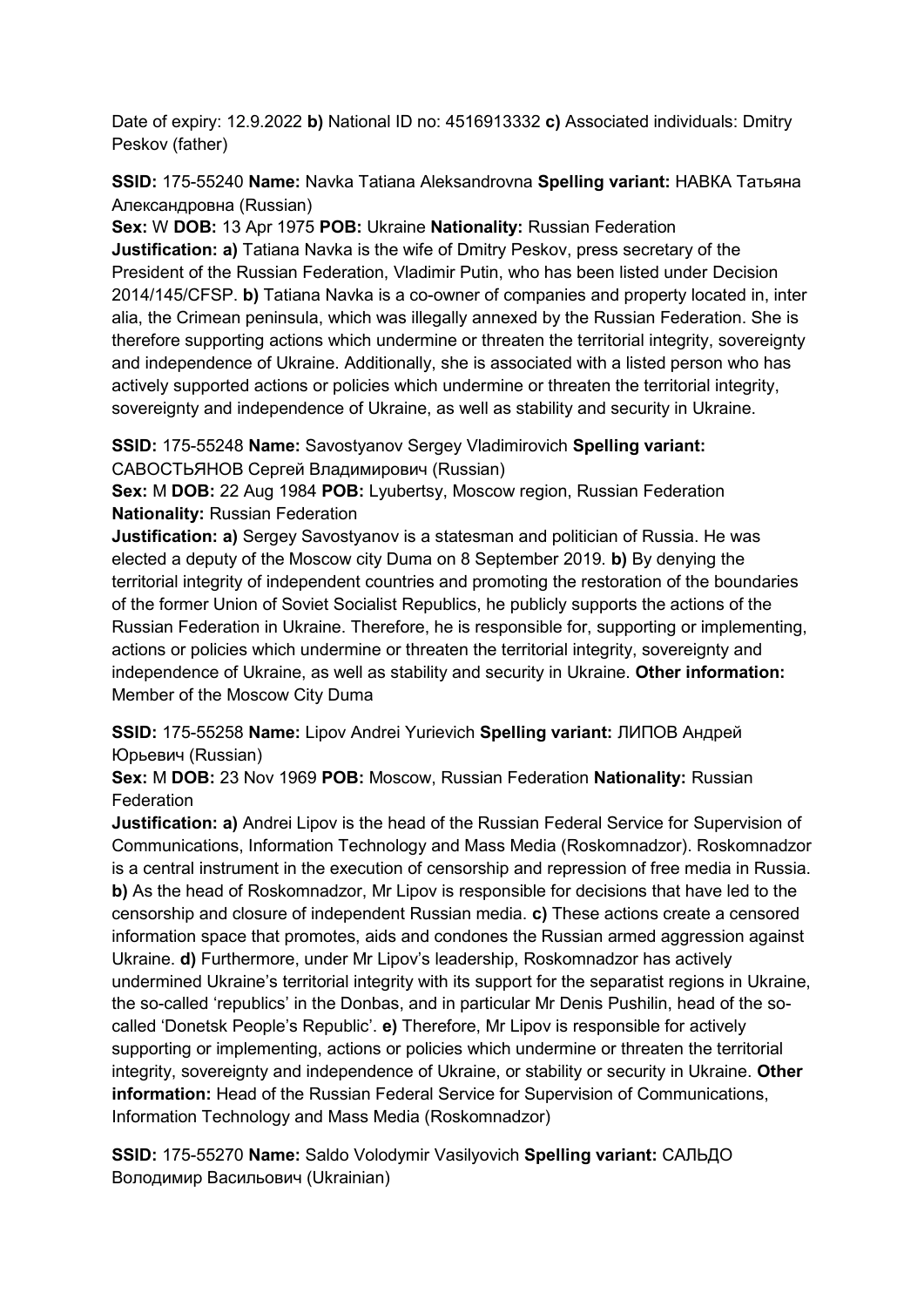Date of expiry: 12.9.2022 **b)** National ID no: 4516913332 **c)** Associated individuals: Dmitry Peskov (father)

**SSID:** 175-55240 **Name:** Navka Tatiana Aleksandrovna **Spelling variant:** НАВКА Татьяна Александровна (Russian)
**Sex:** W **DOB:** 13 Apr 1975 **POB:** Ukraine **Nationality:** Russian Federation
**Justification: a)** Tatiana Navka is the wife of Dmitry Peskov, press secretary of the President of the Russian Federation, Vladimir Putin, who has been listed under Decision 2014/145/CFSP. **b)** Tatiana Navka is a co-owner of companies and property located in, inter alia, the Crimean peninsula, which was illegally annexed by the Russian Federation. She is therefore supporting actions which undermine or threaten the territorial integrity, sovereignty and independence of Ukraine. Additionally, she is associated with a listed person who has actively supported actions or policies which undermine or threaten the territorial integrity, sovereignty and independence of Ukraine, as well as stability and security in Ukraine.

**SSID:** 175-55248 **Name:** Savostyanov Sergey Vladimirovich **Spelling variant:** САВОСТЬЯНОВ Сергей Владимирович (Russian)
**Sex:** M **DOB:** 22 Aug 1984 **POB:** Lyubertsy, Moscow region, Russian Federation **Nationality:** Russian Federation
**Justification: a)** Sergey Savostyanov is a statesman and politician of Russia. He was elected a deputy of the Moscow city Duma on 8 September 2019. **b)** By denying the territorial integrity of independent countries and promoting the restoration of the boundaries of the former Union of Soviet Socialist Republics, he publicly supports the actions of the Russian Federation in Ukraine. Therefore, he is responsible for, supporting or implementing, actions or policies which undermine or threaten the territorial integrity, sovereignty and independence of Ukraine, as well as stability and security in Ukraine. **Other information:** Member of the Moscow City Duma

**SSID:** 175-55258 **Name:** Lipov Andrei Yurievich **Spelling variant:** ЛИПОВ Андрей Юрьевич (Russian)
**Sex:** M **DOB:** 23 Nov 1969 **POB:** Moscow, Russian Federation **Nationality:** Russian Federation
**Justification: a)** Andrei Lipov is the head of the Russian Federal Service for Supervision of Communications, Information Technology and Mass Media (Roskomnadzor). Roskomnadzor is a central instrument in the execution of censorship and repression of free media in Russia. **b)** As the head of Roskomnadzor, Mr Lipov is responsible for decisions that have led to the censorship and closure of independent Russian media. **c)** These actions create a censored information space that promotes, aids and condones the Russian armed aggression against Ukraine. **d)** Furthermore, under Mr Lipov's leadership, Roskomnadzor has actively undermined Ukraine's territorial integrity with its support for the separatist regions in Ukraine, the so-called 'republics' in the Donbas, and in particular Mr Denis Pushilin, head of the so-called 'Donetsk People's Republic'. **e)** Therefore, Mr Lipov is responsible for actively supporting or implementing, actions or policies which undermine or threaten the territorial integrity, sovereignty and independence of Ukraine, or stability or security in Ukraine. **Other information:** Head of the Russian Federal Service for Supervision of Communications, Information Technology and Mass Media (Roskomnadzor)

**SSID:** 175-55270 **Name:** Saldo Volodymir Vasilyovich **Spelling variant:** САЛЬДО Володимир Васильович (Ukrainian)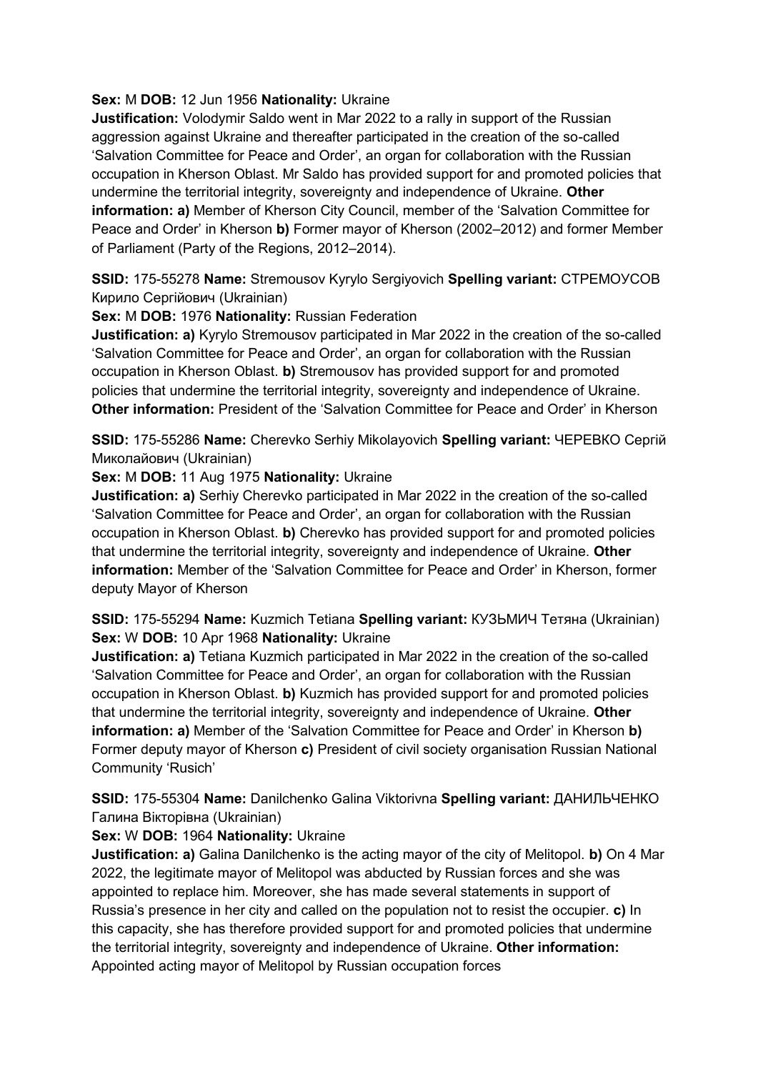**Sex:** M **DOB:** 12 Jun 1956 **Nationality:** Ukraine
**Justification:** Volodymir Saldo went in Mar 2022 to a rally in support of the Russian aggression against Ukraine and thereafter participated in the creation of the so-called 'Salvation Committee for Peace and Order', an organ for collaboration with the Russian occupation in Kherson Oblast. Mr Saldo has provided support for and promoted policies that undermine the territorial integrity, sovereignty and independence of Ukraine. **Other information: a)** Member of Kherson City Council, member of the 'Salvation Committee for Peace and Order' in Kherson **b)** Former mayor of Kherson (2002–2012) and former Member of Parliament (Party of the Regions, 2012–2014).

**SSID:** 175-55278 **Name:** Stremousov Kyrylo Sergiyovich **Spelling variant:** СТРЕМОУСОВ Кирило Сергійович (Ukrainian)
**Sex:** M **DOB:** 1976 **Nationality:** Russian Federation
**Justification: a)** Kyrylo Stremousov participated in Mar 2022 in the creation of the so-called 'Salvation Committee for Peace and Order', an organ for collaboration with the Russian occupation in Kherson Oblast. **b)** Stremousov has provided support for and promoted policies that undermine the territorial integrity, sovereignty and independence of Ukraine. **Other information:** President of the 'Salvation Committee for Peace and Order' in Kherson

**SSID:** 175-55286 **Name:** Cherevko Serhiy Mikolayovich **Spelling variant:** ЧЕРЕВКО Сергій Миколайович (Ukrainian)
**Sex:** M **DOB:** 11 Aug 1975 **Nationality:** Ukraine
**Justification: a)** Serhiy Cherevko participated in Mar 2022 in the creation of the so-called 'Salvation Committee for Peace and Order', an organ for collaboration with the Russian occupation in Kherson Oblast. **b)** Cherevko has provided support for and promoted policies that undermine the territorial integrity, sovereignty and independence of Ukraine. **Other information:** Member of the 'Salvation Committee for Peace and Order' in Kherson, former deputy Mayor of Kherson

**SSID:** 175-55294 **Name:** Kuzmich Tetiana **Spelling variant:** КУЗЬМИЧ Тетяна (Ukrainian)
**Sex:** W **DOB:** 10 Apr 1968 **Nationality:** Ukraine
**Justification: a)** Tetiana Kuzmich participated in Mar 2022 in the creation of the so-called 'Salvation Committee for Peace and Order', an organ for collaboration with the Russian occupation in Kherson Oblast. **b)** Kuzmich has provided support for and promoted policies that undermine the territorial integrity, sovereignty and independence of Ukraine. **Other information: a)** Member of the 'Salvation Committee for Peace and Order' in Kherson **b)** Former deputy mayor of Kherson **c)** President of civil society organisation Russian National Community 'Rusich'

**SSID:** 175-55304 **Name:** Danilchenko Galina Viktorivna **Spelling variant:** ДАНИЛЬЧЕНКО Галина Вікторівна (Ukrainian)
**Sex:** W **DOB:** 1964 **Nationality:** Ukraine
**Justification: a)** Galina Danilchenko is the acting mayor of the city of Melitopol. **b)** On 4 Mar 2022, the legitimate mayor of Melitopol was abducted by Russian forces and she was appointed to replace him. Moreover, she has made several statements in support of Russia's presence in her city and called on the population not to resist the occupier. **c)** In this capacity, she has therefore provided support for and promoted policies that undermine the territorial integrity, sovereignty and independence of Ukraine. **Other information:** Appointed acting mayor of Melitopol by Russian occupation forces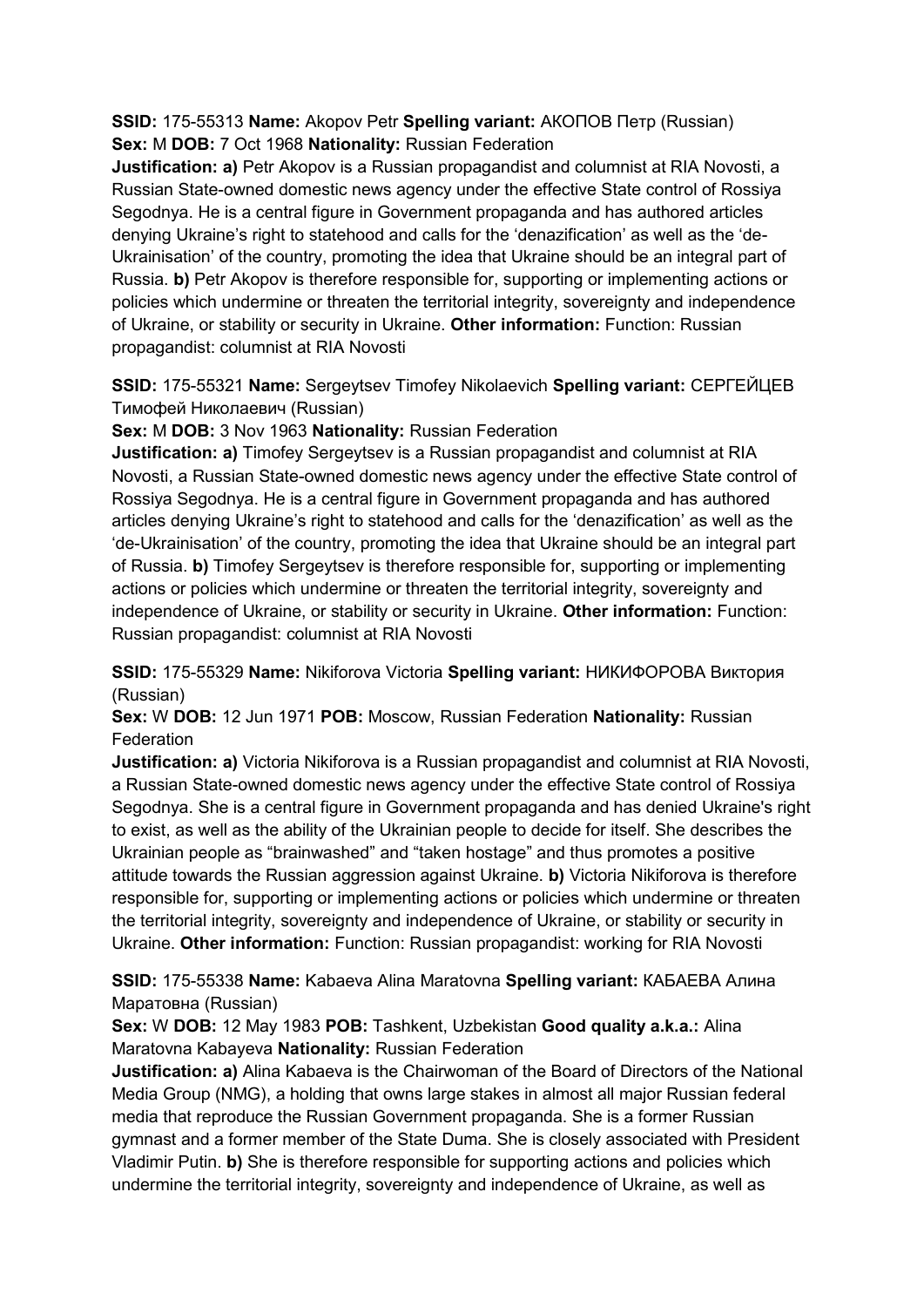**SSID:** 175-55313 **Name:** Akopov Petr **Spelling variant:** АКОПОВ Петр (Russian) **Sex:** M **DOB:** 7 Oct 1968 **Nationality:** Russian Federation
**Justification: a)** Petr Akopov is a Russian propagandist and columnist at RIA Novosti, a Russian State-owned domestic news agency under the effective State control of Rossiya Segodnya. He is a central figure in Government propaganda and has authored articles denying Ukraine's right to statehood and calls for the 'denazification' as well as the 'de-Ukrainisation' of the country, promoting the idea that Ukraine should be an integral part of Russia. **b)** Petr Akopov is therefore responsible for, supporting or implementing actions or policies which undermine or threaten the territorial integrity, sovereignty and independence of Ukraine, or stability or security in Ukraine. **Other information:** Function: Russian propagandist: columnist at RIA Novosti

**SSID:** 175-55321 **Name:** Sergeytsev Timofey Nikolaevich **Spelling variant:** СЕРГЕЙЦЕВ Тимофей Николаевич (Russian)
**Sex:** M **DOB:** 3 Nov 1963 **Nationality:** Russian Federation
**Justification: a)** Timofey Sergeytsev is a Russian propagandist and columnist at RIA Novosti, a Russian State-owned domestic news agency under the effective State control of Rossiya Segodnya. He is a central figure in Government propaganda and has authored articles denying Ukraine's right to statehood and calls for the 'denazification' as well as the 'de-Ukrainisation' of the country, promoting the idea that Ukraine should be an integral part of Russia. **b)** Timofey Sergeytsev is therefore responsible for, supporting or implementing actions or policies which undermine or threaten the territorial integrity, sovereignty and independence of Ukraine, or stability or security in Ukraine. **Other information:** Function: Russian propagandist: columnist at RIA Novosti

**SSID:** 175-55329 **Name:** Nikiforova Victoria **Spelling variant:** НИКИФОРОВА Виктория (Russian)
**Sex:** W **DOB:** 12 Jun 1971 **POB:** Moscow, Russian Federation **Nationality:** Russian Federation
**Justification: a)** Victoria Nikiforova is a Russian propagandist and columnist at RIA Novosti, a Russian State-owned domestic news agency under the effective State control of Rossiya Segodnya. She is a central figure in Government propaganda and has denied Ukraine's right to exist, as well as the ability of the Ukrainian people to decide for itself. She describes the Ukrainian people as "brainwashed" and "taken hostage" and thus promotes a positive attitude towards the Russian aggression against Ukraine. **b)** Victoria Nikiforova is therefore responsible for, supporting or implementing actions or policies which undermine or threaten the territorial integrity, sovereignty and independence of Ukraine, or stability or security in Ukraine. **Other information:** Function: Russian propagandist: working for RIA Novosti

**SSID:** 175-55338 **Name:** Kabaeva Alina Maratovna **Spelling variant:** КАБАЕВА Алина Маратовна (Russian)
**Sex:** W **DOB:** 12 May 1983 **POB:** Tashkent, Uzbekistan **Good quality a.k.a.:** Alina Maratovna Kabayeva **Nationality:** Russian Federation
**Justification: a)** Alina Kabaeva is the Chairwoman of the Board of Directors of the National Media Group (NMG), a holding that owns large stakes in almost all major Russian federal media that reproduce the Russian Government propaganda. She is a former Russian gymnast and a former member of the State Duma. She is closely associated with President Vladimir Putin. **b)** She is therefore responsible for supporting actions and policies which undermine the territorial integrity, sovereignty and independence of Ukraine, as well as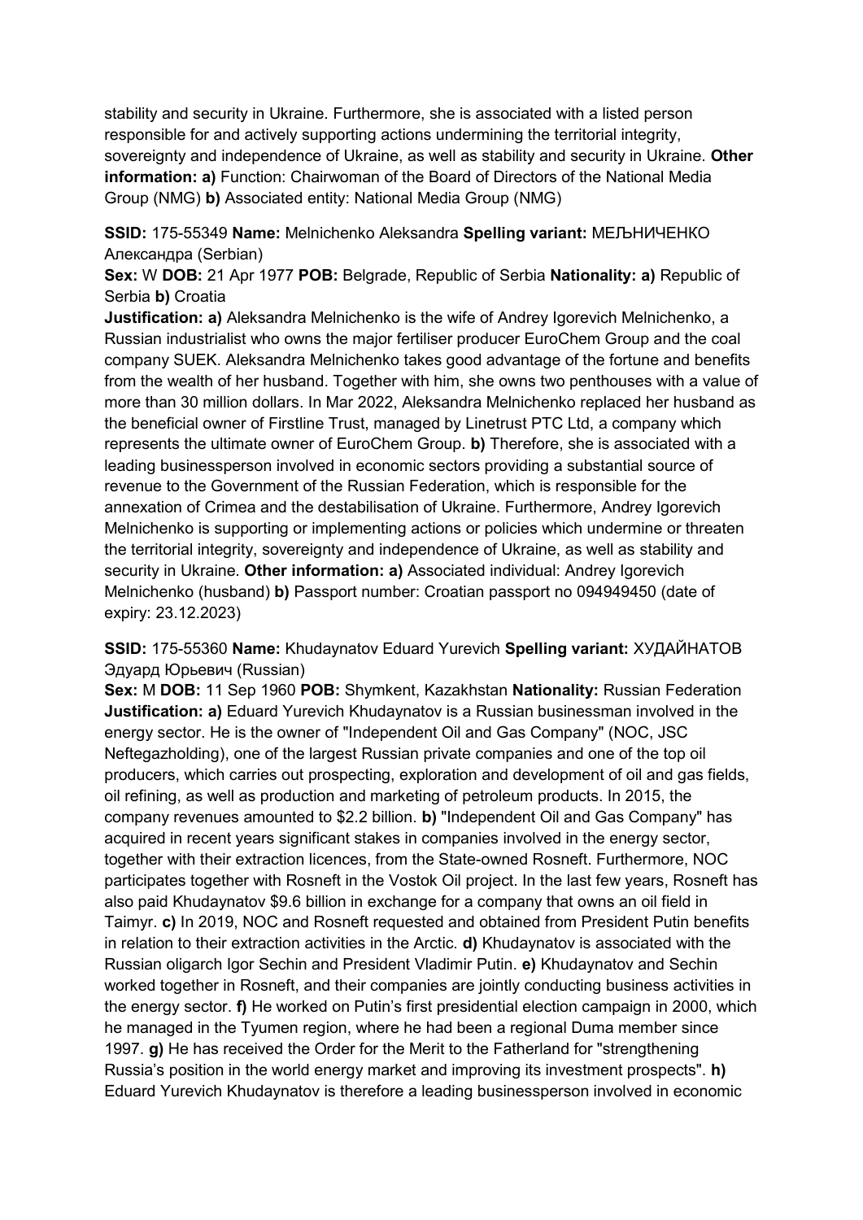stability and security in Ukraine. Furthermore, she is associated with a listed person responsible for and actively supporting actions undermining the territorial integrity, sovereignty and independence of Ukraine, as well as stability and security in Ukraine. **Other information: a)** Function: Chairwoman of the Board of Directors of the National Media Group (NMG) **b)** Associated entity: National Media Group (NMG)

**SSID:** 175-55349 **Name:** Melnichenko Aleksandra **Spelling variant:** МЕЉНИЧЕНКО Александра (Serbian)
**Sex:** W **DOB:** 21 Apr 1977 **POB:** Belgrade, Republic of Serbia **Nationality: a)** Republic of Serbia **b)** Croatia
**Justification: a)** Aleksandra Melnichenko is the wife of Andrey Igorevich Melnichenko, a Russian industrialist who owns the major fertiliser producer EuroChem Group and the coal company SUEK. Aleksandra Melnichenko takes good advantage of the fortune and benefits from the wealth of her husband. Together with him, she owns two penthouses with a value of more than 30 million dollars. In Mar 2022, Aleksandra Melnichenko replaced her husband as the beneficial owner of Firstline Trust, managed by Linetrust PTC Ltd, a company which represents the ultimate owner of EuroChem Group. **b)** Therefore, she is associated with a leading businessperson involved in economic sectors providing a substantial source of revenue to the Government of the Russian Federation, which is responsible for the annexation of Crimea and the destabilisation of Ukraine. Furthermore, Andrey Igorevich Melnichenko is supporting or implementing actions or policies which undermine or threaten the territorial integrity, sovereignty and independence of Ukraine, as well as stability and security in Ukraine. **Other information: a)** Associated individual: Andrey Igorevich Melnichenko (husband) **b)** Passport number: Croatian passport no 094949450 (date of expiry: 23.12.2023)

**SSID:** 175-55360 **Name:** Khudaynatov Eduard Yurevich **Spelling variant:** ХУДАЙНАТОВ Эдуард Юрьевич (Russian)
**Sex:** M **DOB:** 11 Sep 1960 **POB:** Shymkent, Kazakhstan **Nationality:** Russian Federation
**Justification: a)** Eduard Yurevich Khudaynatov is a Russian businessman involved in the energy sector. He is the owner of "Independent Oil and Gas Company" (NOC, JSC Neftegazholding), one of the largest Russian private companies and one of the top oil producers, which carries out prospecting, exploration and development of oil and gas fields, oil refining, as well as production and marketing of petroleum products. In 2015, the company revenues amounted to $2.2 billion. **b)** "Independent Oil and Gas Company" has acquired in recent years significant stakes in companies involved in the energy sector, together with their extraction licences, from the State-owned Rosneft. Furthermore, NOC participates together with Rosneft in the Vostok Oil project. In the last few years, Rosneft has also paid Khudaynatov $9.6 billion in exchange for a company that owns an oil field in Taimyr. **c)** In 2019, NOC and Rosneft requested and obtained from President Putin benefits in relation to their extraction activities in the Arctic. **d)** Khudaynatov is associated with the Russian oligarch Igor Sechin and President Vladimir Putin. **e)** Khudaynatov and Sechin worked together in Rosneft, and their companies are jointly conducting business activities in the energy sector. **f)** He worked on Putin's first presidential election campaign in 2000, which he managed in the Tyumen region, where he had been a regional Duma member since 1997. **g)** He has received the Order for the Merit to the Fatherland for "strengthening Russia's position in the world energy market and improving its investment prospects". **h)** Eduard Yurevich Khudaynatov is therefore a leading businessperson involved in economic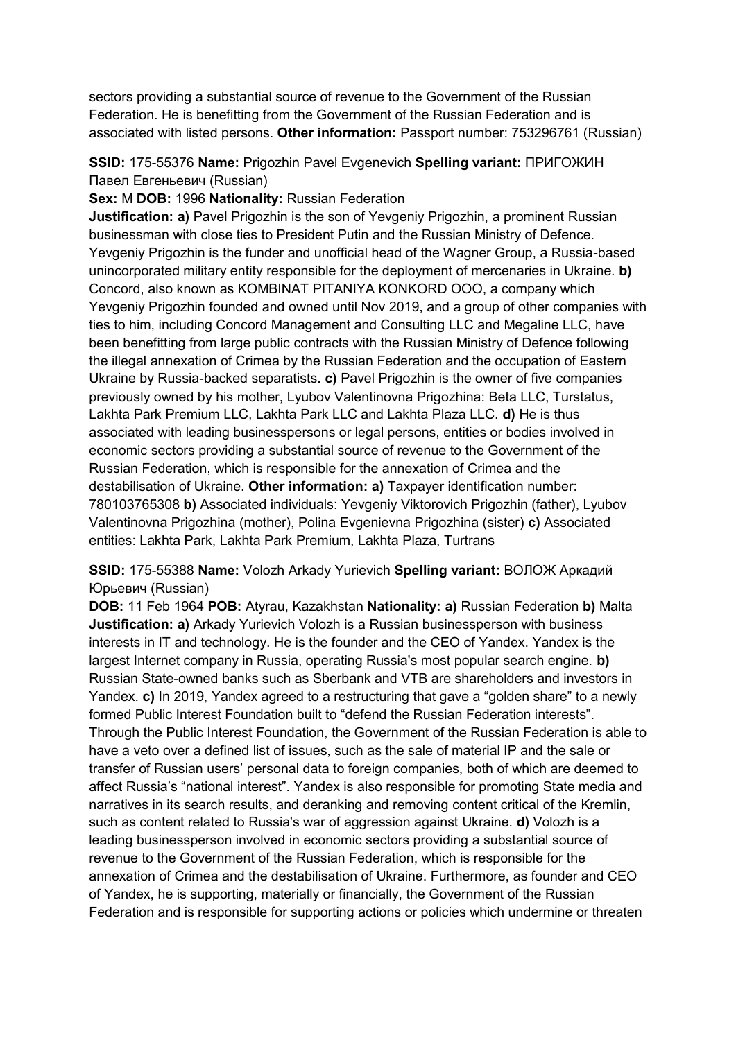sectors providing a substantial source of revenue to the Government of the Russian Federation. He is benefitting from the Government of the Russian Federation and is associated with listed persons. **Other information:** Passport number: 753296761 (Russian)

**SSID:** 175-55376 **Name:** Prigozhin Pavel Evgenevich **Spelling variant:** ПРИГОЖИН Павел Евгеньевич (Russian)

**Sex:** M **DOB:** 1996 **Nationality:** Russian Federation

**Justification: a)** Pavel Prigozhin is the son of Yevgeniy Prigozhin, a prominent Russian businessman with close ties to President Putin and the Russian Ministry of Defence. Yevgeniy Prigozhin is the funder and unofficial head of the Wagner Group, a Russia-based unincorporated military entity responsible for the deployment of mercenaries in Ukraine. **b)** Concord, also known as KOMBINAT PITANIYA KONKORD OOO, a company which Yevgeniy Prigozhin founded and owned until Nov 2019, and a group of other companies with ties to him, including Concord Management and Consulting LLC and Megaline LLC, have been benefitting from large public contracts with the Russian Ministry of Defence following the illegal annexation of Crimea by the Russian Federation and the occupation of Eastern Ukraine by Russia-backed separatists. **c)** Pavel Prigozhin is the owner of five companies previously owned by his mother, Lyubov Valentinovna Prigozhina: Beta LLC, Turstatus, Lakhta Park Premium LLC, Lakhta Park LLC and Lakhta Plaza LLC. **d)** He is thus associated with leading businesspersons or legal persons, entities or bodies involved in economic sectors providing a substantial source of revenue to the Government of the Russian Federation, which is responsible for the annexation of Crimea and the destabilisation of Ukraine. **Other information: a)** Taxpayer identification number: 780103765308 **b)** Associated individuals: Yevgeniy Viktorovich Prigozhin (father), Lyubov Valentinovna Prigozhina (mother), Polina Evgenievna Prigozhina (sister) **c)** Associated entities: Lakhta Park, Lakhta Park Premium, Lakhta Plaza, Turtrans

**SSID:** 175-55388 **Name:** Volozh Arkady Yurievich **Spelling variant:** ВОЛОЖ Аркадий Юрьевич (Russian)

**DOB:** 11 Feb 1964 **POB:** Atyrau, Kazakhstan **Nationality: a)** Russian Federation **b)** Malta

**Justification: a)** Arkady Yurievich Volozh is a Russian businessperson with business interests in IT and technology. He is the founder and the CEO of Yandex. Yandex is the largest Internet company in Russia, operating Russia's most popular search engine. **b)** Russian State-owned banks such as Sberbank and VTB are shareholders and investors in Yandex. **c)** In 2019, Yandex agreed to a restructuring that gave a "golden share" to a newly formed Public Interest Foundation built to "defend the Russian Federation interests". Through the Public Interest Foundation, the Government of the Russian Federation is able to have a veto over a defined list of issues, such as the sale of material IP and the sale or transfer of Russian users' personal data to foreign companies, both of which are deemed to affect Russia's "national interest". Yandex is also responsible for promoting State media and narratives in its search results, and deranking and removing content critical of the Kremlin, such as content related to Russia's war of aggression against Ukraine. **d)** Volozh is a leading businessperson involved in economic sectors providing a substantial source of revenue to the Government of the Russian Federation, which is responsible for the annexation of Crimea and the destabilisation of Ukraine. Furthermore, as founder and CEO of Yandex, he is supporting, materially or financially, the Government of the Russian Federation and is responsible for supporting actions or policies which undermine or threaten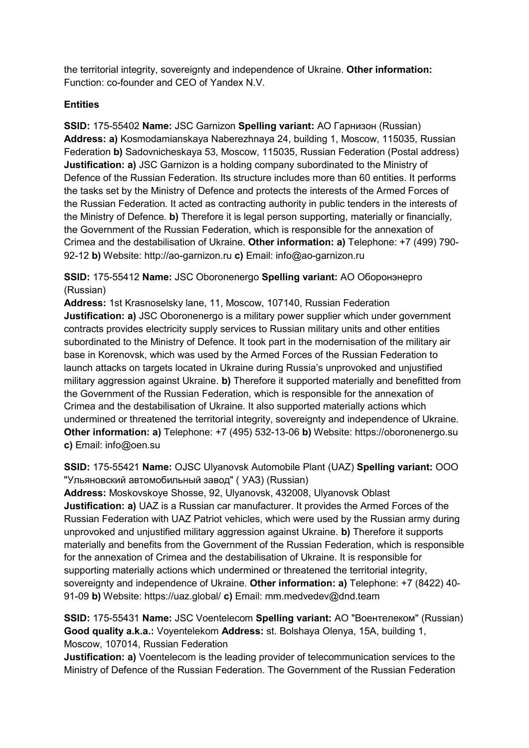the territorial integrity, sovereignty and independence of Ukraine. **Other information:** Function: co-founder and CEO of Yandex N.V.

**Entities**

**SSID:** 175-55402 **Name:** JSC Garnizon **Spelling variant:** АО Гарнизон (Russian) **Address: a)** Kosmodamianskaya Naberezhnaya 24, building 1, Moscow, 115035, Russian Federation **b)** Sadovnicheskaya 53, Moscow, 115035, Russian Federation (Postal address) **Justification: a)** JSC Garnizon is a holding company subordinated to the Ministry of Defence of the Russian Federation. Its structure includes more than 60 entities. It performs the tasks set by the Ministry of Defence and protects the interests of the Armed Forces of the Russian Federation. It acted as contracting authority in public tenders in the interests of the Ministry of Defence. **b)** Therefore it is legal person supporting, materially or financially, the Government of the Russian Federation, which is responsible for the annexation of Crimea and the destabilisation of Ukraine. **Other information: a)** Telephone: +7 (499) 790-92-12 **b)** Website: http://ao-garnizon.ru **c)** Email: info@ao-garnizon.ru

**SSID:** 175-55412 **Name:** JSC Oboronenergo **Spelling variant:** АО Оборонэнерго (Russian)

**Address:** 1st Krasnoselsky lane, 11, Moscow, 107140, Russian Federation
**Justification: a)** JSC Oboronenergo is a military power supplier which under government contracts provides electricity supply services to Russian military units and other entities subordinated to the Ministry of Defence. It took part in the modernisation of the military air base in Korenovsk, which was used by the Armed Forces of the Russian Federation to launch attacks on targets located in Ukraine during Russia's unprovoked and unjustified military aggression against Ukraine. **b)** Therefore it supported materially and benefitted from the Government of the Russian Federation, which is responsible for the annexation of Crimea and the destabilisation of Ukraine. It also supported materially actions which undermined or threatened the territorial integrity, sovereignty and independence of Ukraine. **Other information: a)** Telephone: +7 (495) 532-13-06 **b)** Website: https://oboronenergo.su **c)** Email: info@oen.su

**SSID:** 175-55421 **Name:** OJSC Ulyanovsk Automobile Plant (UAZ) **Spelling variant:** ООО "Ульяновский автомобильный завод" ( УАЗ) (Russian)

**Address:** Moskovskoye Shosse, 92, Ulyanovsk, 432008, Ulyanovsk Oblast
**Justification: a)** UAZ is a Russian car manufacturer. It provides the Armed Forces of the Russian Federation with UAZ Patriot vehicles, which were used by the Russian army during unprovoked and unjustified military aggression against Ukraine. **b)** Therefore it supports materially and benefits from the Government of the Russian Federation, which is responsible for the annexation of Crimea and the destabilisation of Ukraine. It is responsible for supporting materially actions which undermined or threatened the territorial integrity, sovereignty and independence of Ukraine. **Other information: a)** Telephone: +7 (8422) 40-91-09 **b)** Website: https://uaz.global/ **c)** Email: mm.medvedev@dnd.team

**SSID:** 175-55431 **Name:** JSC Voentelecom **Spelling variant:** АО "Воентелеком" (Russian) **Good quality a.k.a.:** Voyentelekom **Address:** st. Bolshaya Olenya, 15A, building 1, Moscow, 107014, Russian Federation
**Justification: a)** Voentelecom is the leading provider of telecommunication services to the Ministry of Defence of the Russian Federation. The Government of the Russian Federation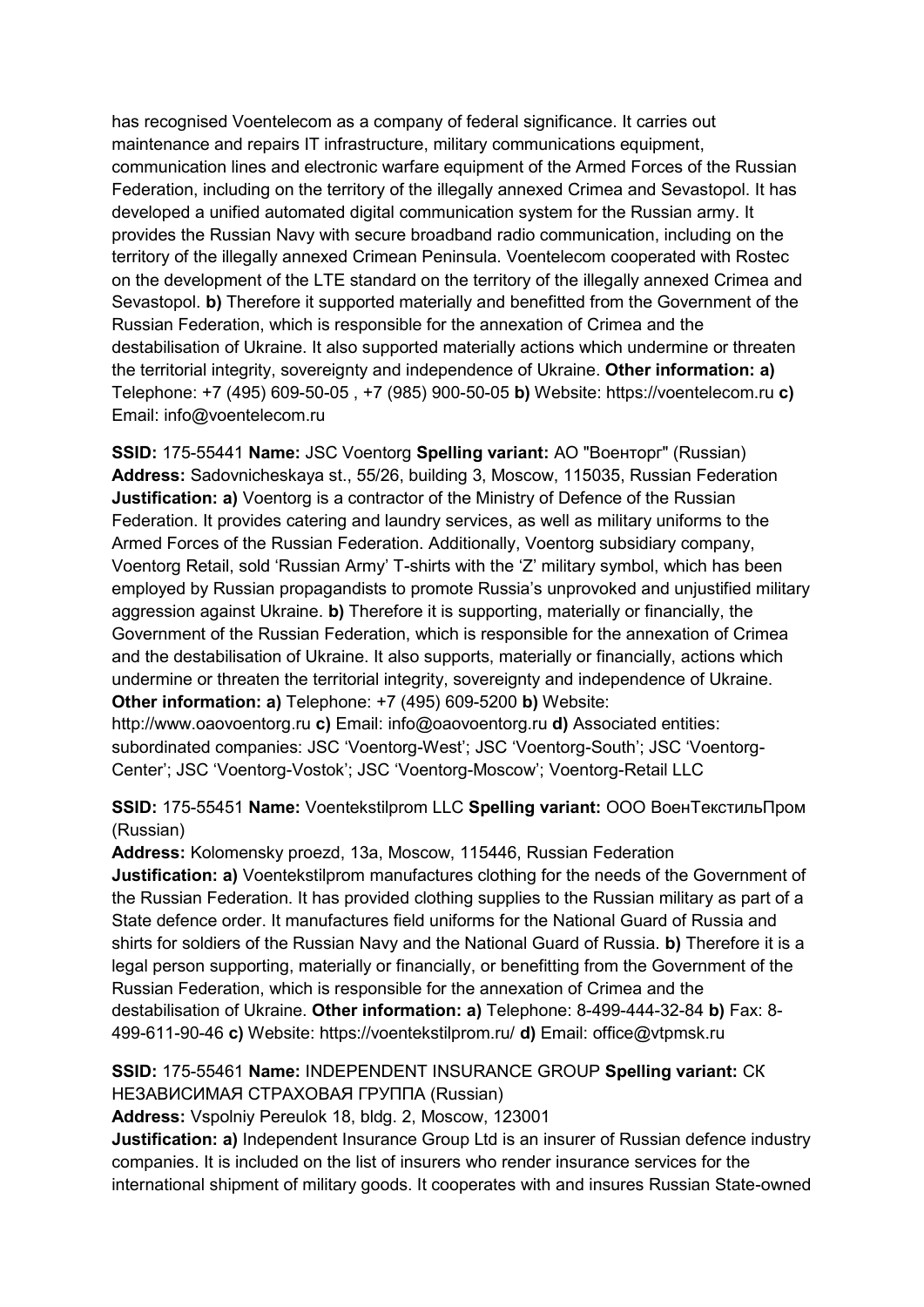has recognised Voentelecom as a company of federal significance. It carries out maintenance and repairs IT infrastructure, military communications equipment, communication lines and electronic warfare equipment of the Armed Forces of the Russian Federation, including on the territory of the illegally annexed Crimea and Sevastopol. It has developed a unified automated digital communication system for the Russian army. It provides the Russian Navy with secure broadband radio communication, including on the territory of the illegally annexed Crimean Peninsula. Voentelecom cooperated with Rostec on the development of the LTE standard on the territory of the illegally annexed Crimea and Sevastopol. **b)** Therefore it supported materially and benefitted from the Government of the Russian Federation, which is responsible for the annexation of Crimea and the destabilisation of Ukraine. It also supported materially actions which undermine or threaten the territorial integrity, sovereignty and independence of Ukraine. **Other information: a)** Telephone: +7 (495) 609-50-05 , +7 (985) 900-50-05 **b)** Website: https://voentelecom.ru **c)** Email: info@voentelecom.ru

**SSID:** 175-55441 **Name:** JSC Voentorg **Spelling variant:** АО "Военторг" (Russian) **Address:** Sadovnicheskaya st., 55/26, building 3, Moscow, 115035, Russian Federation **Justification: a)** Voentorg is a contractor of the Ministry of Defence of the Russian Federation. It provides catering and laundry services, as well as military uniforms to the Armed Forces of the Russian Federation. Additionally, Voentorg subsidiary company, Voentorg Retail, sold 'Russian Army' T-shirts with the 'Z' military symbol, which has been employed by Russian propagandists to promote Russia's unprovoked and unjustified military aggression against Ukraine. **b)** Therefore it is supporting, materially or financially, the Government of the Russian Federation, which is responsible for the annexation of Crimea and the destabilisation of Ukraine. It also supports, materially or financially, actions which undermine or threaten the territorial integrity, sovereignty and independence of Ukraine. **Other information: a)** Telephone: +7 (495) 609-5200 **b)** Website: http://www.oaovoentorg.ru **c)** Email: info@oaovoentorg.ru **d)** Associated entities: subordinated companies: JSC 'Voentorg-West'; JSC 'Voentorg-South'; JSC 'Voentorg-Center'; JSC 'Voentorg-Vostok'; JSC 'Voentorg-Moscow'; Voentorg-Retail LLC

**SSID:** 175-55451 **Name:** Voentekstilprom LLC **Spelling variant:** ООО ВоенТекстильПром (Russian)
**Address:** Kolomensky proezd, 13a, Moscow, 115446, Russian Federation
**Justification: a)** Voentekstilprom manufactures clothing for the needs of the Government of the Russian Federation. It has provided clothing supplies to the Russian military as part of a State defence order. It manufactures field uniforms for the National Guard of Russia and shirts for soldiers of the Russian Navy and the National Guard of Russia. **b)** Therefore it is a legal person supporting, materially or financially, or benefitting from the Government of the Russian Federation, which is responsible for the annexation of Crimea and the destabilisation of Ukraine. **Other information: a)** Telephone: 8-499-444-32-84 **b)** Fax: 8-499-611-90-46 **c)** Website: https://voentekstilprom.ru/ **d)** Email: office@vtpmsk.ru

**SSID:** 175-55461 **Name:** INDEPENDENT INSURANCE GROUP **Spelling variant:** СК НЕЗАВИСИМАЯ СТРАХОВАЯ ГРУППА (Russian)
**Address:** Vspolniy Pereulok 18, bldg. 2, Moscow, 123001
**Justification: a)** Independent Insurance Group Ltd is an insurer of Russian defence industry companies. It is included on the list of insurers who render insurance services for the international shipment of military goods. It cooperates with and insures Russian State-owned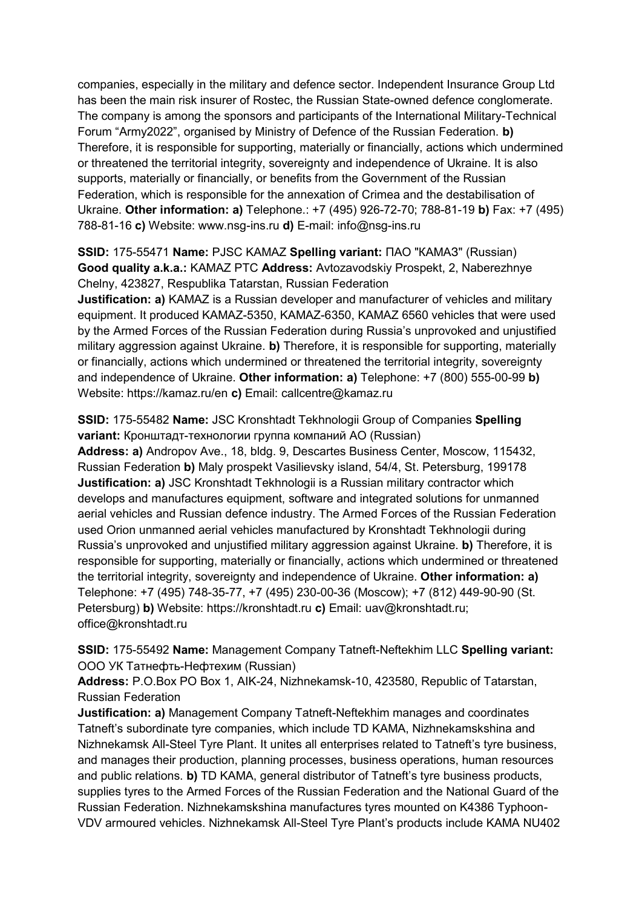companies, especially in the military and defence sector. Independent Insurance Group Ltd has been the main risk insurer of Rostec, the Russian State-owned defence conglomerate. The company is among the sponsors and participants of the International Military-Technical Forum "Army2022", organised by Ministry of Defence of the Russian Federation. **b)** Therefore, it is responsible for supporting, materially or financially, actions which undermined or threatened the territorial integrity, sovereignty and independence of Ukraine. It is also supports, materially or financially, or benefits from the Government of the Russian Federation, which is responsible for the annexation of Crimea and the destabilisation of Ukraine. **Other information: a)** Telephone.: +7 (495) 926-72-70; 788-81-19 **b)** Fax: +7 (495) 788-81-16 **c)** Website: www.nsg-ins.ru **d)** E-mail: info@nsg-ins.ru

**SSID:** 175-55471 **Name:** PJSC KAMAZ **Spelling variant:** ПАО "КАМАЗ" (Russian) **Good quality a.k.a.:** KAMAZ PTC **Address:** Avtozavodskiy Prospekt, 2, Naberezhnye Chelny, 423827, Respublika Tatarstan, Russian Federation
**Justification: a)** KAMAZ is a Russian developer and manufacturer of vehicles and military equipment. It produced KAMAZ-5350, KAMAZ-6350, KAMAZ 6560 vehicles that were used by the Armed Forces of the Russian Federation during Russia's unprovoked and unjustified military aggression against Ukraine. **b)** Therefore, it is responsible for supporting, materially or financially, actions which undermined or threatened the territorial integrity, sovereignty and independence of Ukraine. **Other information: a)** Telephone: +7 (800) 555-00-99 **b)** Website: https://kamaz.ru/en **c)** Email: callcentre@kamaz.ru

**SSID:** 175-55482 **Name:** JSC Kronshtadt Tekhnologii Group of Companies **Spelling variant:** Кронштадт-технологии группа компаний АО (Russian)
**Address: a)** Andropov Ave., 18, bldg. 9, Descartes Business Center, Moscow, 115432, Russian Federation **b)** Maly prospekt Vasilievsky island, 54/4, St. Petersburg, 199178
**Justification: a)** JSC Kronshtadt Tekhnologii is a Russian military contractor which develops and manufactures equipment, software and integrated solutions for unmanned aerial vehicles and Russian defence industry. The Armed Forces of the Russian Federation used Orion unmanned aerial vehicles manufactured by Kronshtadt Tekhnologii during Russia's unprovoked and unjustified military aggression against Ukraine. **b)** Therefore, it is responsible for supporting, materially or financially, actions which undermined or threatened the territorial integrity, sovereignty and independence of Ukraine. **Other information: a)** Telephone: +7 (495) 748-35-77, +7 (495) 230-00-36 (Moscow); +7 (812) 449-90-90 (St. Petersburg) **b)** Website: https://kronshtadt.ru **c)** Email: uav@kronshtadt.ru; office@kronshtadt.ru

**SSID:** 175-55492 **Name:** Management Company Tatneft-Neftekhim LLC **Spelling variant:** ООО УК Татнефть-Нефтехим (Russian)
**Address:** P.O.Box PO Box 1, AIK-24, Nizhnekamsk-10, 423580, Republic of Tatarstan, Russian Federation
**Justification: a)** Management Company Tatneft-Neftekhim manages and coordinates Tatneft's subordinate tyre companies, which include TD KAMA, Nizhnekamskshina and Nizhnekamsk All-Steel Tyre Plant. It unites all enterprises related to Tatneft's tyre business, and manages their production, planning processes, business operations, human resources and public relations. **b)** TD KAMA, general distributor of Tatneft's tyre business products, supplies tyres to the Armed Forces of the Russian Federation and the National Guard of the Russian Federation. Nizhnekamskshina manufactures tyres mounted on K4386 Typhoon-VDV armoured vehicles. Nizhnekamsk All-Steel Tyre Plant's products include KAMA NU402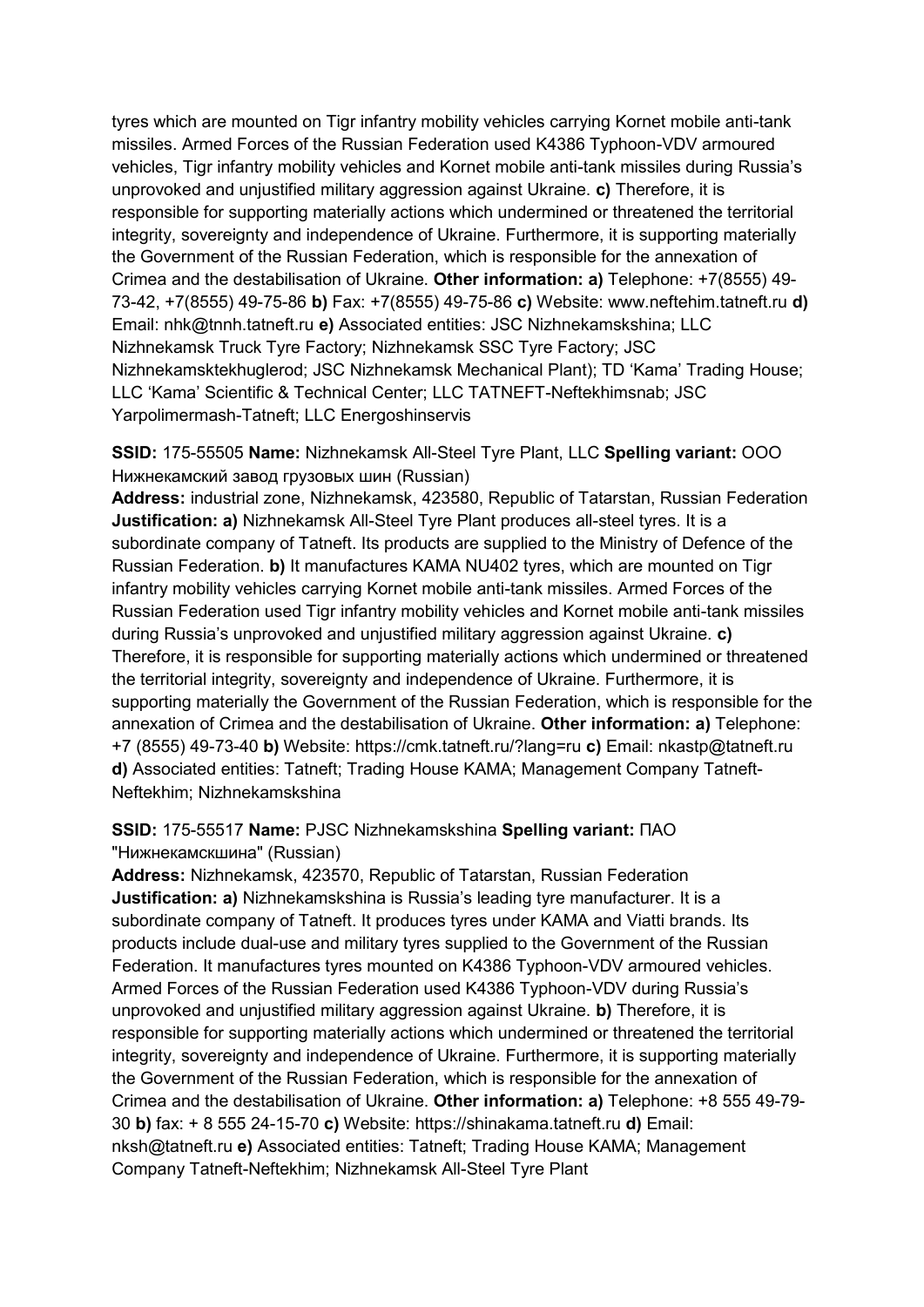tyres which are mounted on Tigr infantry mobility vehicles carrying Kornet mobile anti-tank missiles. Armed Forces of the Russian Federation used K4386 Typhoon-VDV armoured vehicles, Tigr infantry mobility vehicles and Kornet mobile anti-tank missiles during Russia's unprovoked and unjustified military aggression against Ukraine. **c)** Therefore, it is responsible for supporting materially actions which undermined or threatened the territorial integrity, sovereignty and independence of Ukraine. Furthermore, it is supporting materially the Government of the Russian Federation, which is responsible for the annexation of Crimea and the destabilisation of Ukraine. **Other information: a)** Telephone: +7(8555) 49-73-42, +7(8555) 49-75-86 **b)** Fax: +7(8555) 49-75-86 **c)** Website: www.neftehim.tatneft.ru **d)** Email: nhk@tnnh.tatneft.ru **e)** Associated entities: JSC Nizhnekamskshina; LLC Nizhnekamsk Truck Tyre Factory; Nizhnekamsk SSC Tyre Factory; JSC Nizhnekamsktekhuglerod; JSC Nizhnekamsk Mechanical Plant); TD 'Kama' Trading House; LLC 'Kama' Scientific & Technical Center; LLC TATNEFT-Neftekhimsnab; JSC Yarpolimermash-Tatneft; LLC Energoshinservis

**SSID:** 175-55505 **Name:** Nizhnekamsk All-Steel Tyre Plant, LLC **Spelling variant:** ООО Нижнекамский завод грузовых шин (Russian)
**Address:** industrial zone, Nizhnekamsk, 423580, Republic of Tatarstan, Russian Federation
**Justification: a)** Nizhnekamsk All-Steel Tyre Plant produces all-steel tyres. It is a subordinate company of Tatneft. Its products are supplied to the Ministry of Defence of the Russian Federation. **b)** It manufactures KAMA NU402 tyres, which are mounted on Tigr infantry mobility vehicles carrying Kornet mobile anti-tank missiles. Armed Forces of the Russian Federation used Tigr infantry mobility vehicles and Kornet mobile anti-tank missiles during Russia's unprovoked and unjustified military aggression against Ukraine. **c)** Therefore, it is responsible for supporting materially actions which undermined or threatened the territorial integrity, sovereignty and independence of Ukraine. Furthermore, it is supporting materially the Government of the Russian Federation, which is responsible for the annexation of Crimea and the destabilisation of Ukraine. **Other information: a)** Telephone: +7 (8555) 49-73-40 **b)** Website: https://cmk.tatneft.ru/?lang=ru **c)** Email: nkastp@tatneft.ru **d)** Associated entities: Tatneft; Trading House KAMA; Management Company Tatneft-Neftekhim; Nizhnekamskshina

**SSID:** 175-55517 **Name:** PJSC Nizhnekamskshina **Spelling variant:** ПАО "Нижнекамскшина" (Russian)
**Address:** Nizhnekamsk, 423570, Republic of Tatarstan, Russian Federation
**Justification: a)** Nizhnekamskshina is Russia's leading tyre manufacturer. It is a subordinate company of Tatneft. It produces tyres under KAMA and Viatti brands. Its products include dual-use and military tyres supplied to the Government of the Russian Federation. It manufactures tyres mounted on K4386 Typhoon-VDV armoured vehicles. Armed Forces of the Russian Federation used K4386 Typhoon-VDV during Russia's unprovoked and unjustified military aggression against Ukraine. **b)** Therefore, it is responsible for supporting materially actions which undermined or threatened the territorial integrity, sovereignty and independence of Ukraine. Furthermore, it is supporting materially the Government of the Russian Federation, which is responsible for the annexation of Crimea and the destabilisation of Ukraine. **Other information: a)** Telephone: +8 555 49-79-30 **b)** fax: + 8 555 24-15-70 **c)** Website: https://shinakama.tatneft.ru **d)** Email: nksh@tatneft.ru **e)** Associated entities: Tatneft; Trading House KAMA; Management Company Tatneft-Neftekhim; Nizhnekamsk All-Steel Tyre Plant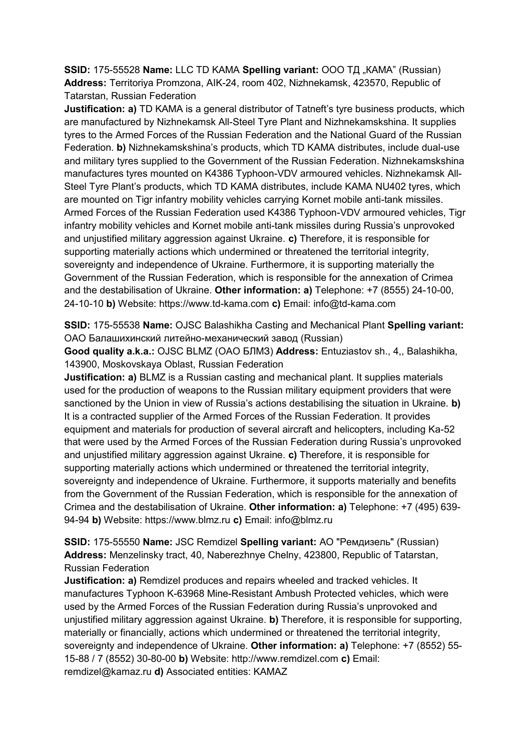**SSID:** 175-55528 **Name:** LLC TD KAMA **Spelling variant:** ООО ТД „КАМА" (Russian) **Address:** Territoriya Promzona, AIK-24, room 402, Nizhnekamsk, 423570, Republic of Tatarstan, Russian Federation

**Justification: a)** TD KAMA is a general distributor of Tatneft's tyre business products, which are manufactured by Nizhnekamsk All-Steel Tyre Plant and Nizhnekamskshina. It supplies tyres to the Armed Forces of the Russian Federation and the National Guard of the Russian Federation. **b)** Nizhnekamskshina's products, which TD KAMA distributes, include dual-use and military tyres supplied to the Government of the Russian Federation. Nizhnekamskshina manufactures tyres mounted on K4386 Typhoon-VDV armoured vehicles. Nizhnekamsk All-Steel Tyre Plant's products, which TD KAMA distributes, include KAMA NU402 tyres, which are mounted on Tigr infantry mobility vehicles carrying Kornet mobile anti-tank missiles. Armed Forces of the Russian Federation used K4386 Typhoon-VDV armoured vehicles, Tigr infantry mobility vehicles and Kornet mobile anti-tank missiles during Russia's unprovoked and unjustified military aggression against Ukraine. **c)** Therefore, it is responsible for supporting materially actions which undermined or threatened the territorial integrity, sovereignty and independence of Ukraine. Furthermore, it is supporting materially the Government of the Russian Federation, which is responsible for the annexation of Crimea and the destabilisation of Ukraine. **Other information: a)** Telephone: +7 (8555) 24-10-00, 24-10-10 **b)** Website: https://www.td-kama.com **c)** Email: info@td-kama.com

**SSID:** 175-55538 **Name:** OJSC Balashikha Casting and Mechanical Plant **Spelling variant:** ОАО Балашихинский литейно-механический завод (Russian)

**Good quality a.k.a.:** OJSC BLMZ (ОАО БЛМЗ) **Address:** Entuziastov sh., 4,, Balashikha, 143900, Moskovskaya Oblast, Russian Federation

**Justification: a)** BLMZ is a Russian casting and mechanical plant. It supplies materials used for the production of weapons to the Russian military equipment providers that were sanctioned by the Union in view of Russia's actions destabilising the situation in Ukraine. **b)** It is a contracted supplier of the Armed Forces of the Russian Federation. It provides equipment and materials for production of several aircraft and helicopters, including Ka-52 that were used by the Armed Forces of the Russian Federation during Russia's unprovoked and unjustified military aggression against Ukraine. **c)** Therefore, it is responsible for supporting materially actions which undermined or threatened the territorial integrity, sovereignty and independence of Ukraine. Furthermore, it supports materially and benefits from the Government of the Russian Federation, which is responsible for the annexation of Crimea and the destabilisation of Ukraine. **Other information: a)** Telephone: +7 (495) 639-94-94 **b)** Website: https://www.blmz.ru **c)** Email: info@blmz.ru

**SSID:** 175-55550 **Name:** JSC Remdizel **Spelling variant:** АО "Ремдизель" (Russian) **Address:** Menzelinsky tract, 40, Naberezhnye Chelny, 423800, Republic of Tatarstan, Russian Federation

**Justification: a)** Remdizel produces and repairs wheeled and tracked vehicles. It manufactures Typhoon K-63968 Mine-Resistant Ambush Protected vehicles, which were used by the Armed Forces of the Russian Federation during Russia's unprovoked and unjustified military aggression against Ukraine. **b)** Therefore, it is responsible for supporting, materially or financially, actions which undermined or threatened the territorial integrity, sovereignty and independence of Ukraine. **Other information: a)** Telephone: +7 (8552) 55-15-88 / 7 (8552) 30-80-00 **b)** Website: http://www.remdizel.com **c)** Email: remdizel@kamaz.ru **d)** Associated entities: KAMAZ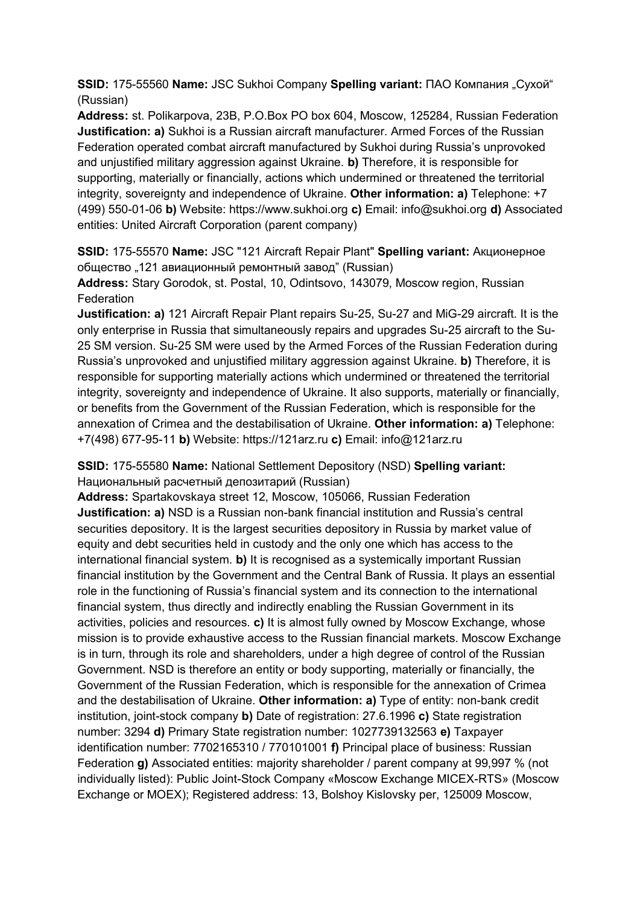**SSID:** 175-55560 **Name:** JSC Sukhoi Company **Spelling variant:** ПАО Компания „Сухой“ (Russian)
**Address:** st. Polikarpova, 23B, P.O.Box PO box 604, Moscow, 125284, Russian Federation
**Justification: a)** Sukhoi is a Russian aircraft manufacturer. Armed Forces of the Russian Federation operated combat aircraft manufactured by Sukhoi during Russia's unprovoked and unjustified military aggression against Ukraine. **b)** Therefore, it is responsible for supporting, materially or financially, actions which undermined or threatened the territorial integrity, sovereignty and independence of Ukraine. **Other information: a)** Telephone: +7 (499) 550-01-06 **b)** Website: https://www.sukhoi.org **c)** Email: info@sukhoi.org **d)** Associated entities: United Aircraft Corporation (parent company)

**SSID:** 175-55570 **Name:** JSC "121 Aircraft Repair Plant" **Spelling variant:** Акционерное общество „121 авиационный ремонтный завод" (Russian)
**Address:** Stary Gorodok, st. Postal, 10, Odintsovo, 143079, Moscow region, Russian Federation
**Justification: a)** 121 Aircraft Repair Plant repairs Su-25, Su-27 and MiG-29 aircraft. It is the only enterprise in Russia that simultaneously repairs and upgrades Su-25 aircraft to the Su-25 SM version. Su-25 SM were used by the Armed Forces of the Russian Federation during Russia's unprovoked and unjustified military aggression against Ukraine. **b)** Therefore, it is responsible for supporting materially actions which undermined or threatened the territorial integrity, sovereignty and independence of Ukraine. It also supports, materially or financially, or benefits from the Government of the Russian Federation, which is responsible for the annexation of Crimea and the destabilisation of Ukraine. **Other information: a)** Telephone: +7(498) 677-95-11 **b)** Website: https://121arz.ru **c)** Email: info@121arz.ru

**SSID:** 175-55580 **Name:** National Settlement Depository (NSD) **Spelling variant:** Национальный расчетный депозитарий (Russian)
**Address:** Spartakovskaya street 12, Moscow, 105066, Russian Federation
**Justification: a)** NSD is a Russian non-bank financial institution and Russia's central securities depository. It is the largest securities depository in Russia by market value of equity and debt securities held in custody and the only one which has access to the international financial system. **b)** It is recognised as a systemically important Russian financial institution by the Government and the Central Bank of Russia. It plays an essential role in the functioning of Russia's financial system and its connection to the international financial system, thus directly and indirectly enabling the Russian Government in its activities, policies and resources. **c)** It is almost fully owned by Moscow Exchange, whose mission is to provide exhaustive access to the Russian financial markets. Moscow Exchange is in turn, through its role and shareholders, under a high degree of control of the Russian Government. NSD is therefore an entity or body supporting, materially or financially, the Government of the Russian Federation, which is responsible for the annexation of Crimea and the destabilisation of Ukraine. **Other information: a)** Type of entity: non-bank credit institution, joint-stock company **b)** Date of registration: 27.6.1996 **c)** State registration number: 3294 **d)** Primary State registration number: 1027739132563 **e)** Taxpayer identification number: 7702165310 / 770101001 **f)** Principal place of business: Russian Federation **g)** Associated entities: majority shareholder / parent company at 99,997 % (not individually listed): Public Joint-Stock Company «Moscow Exchange MICEX-RTS» (Moscow Exchange or MOEX); Registered address: 13, Bolshoy Kislovsky per, 125009 Moscow,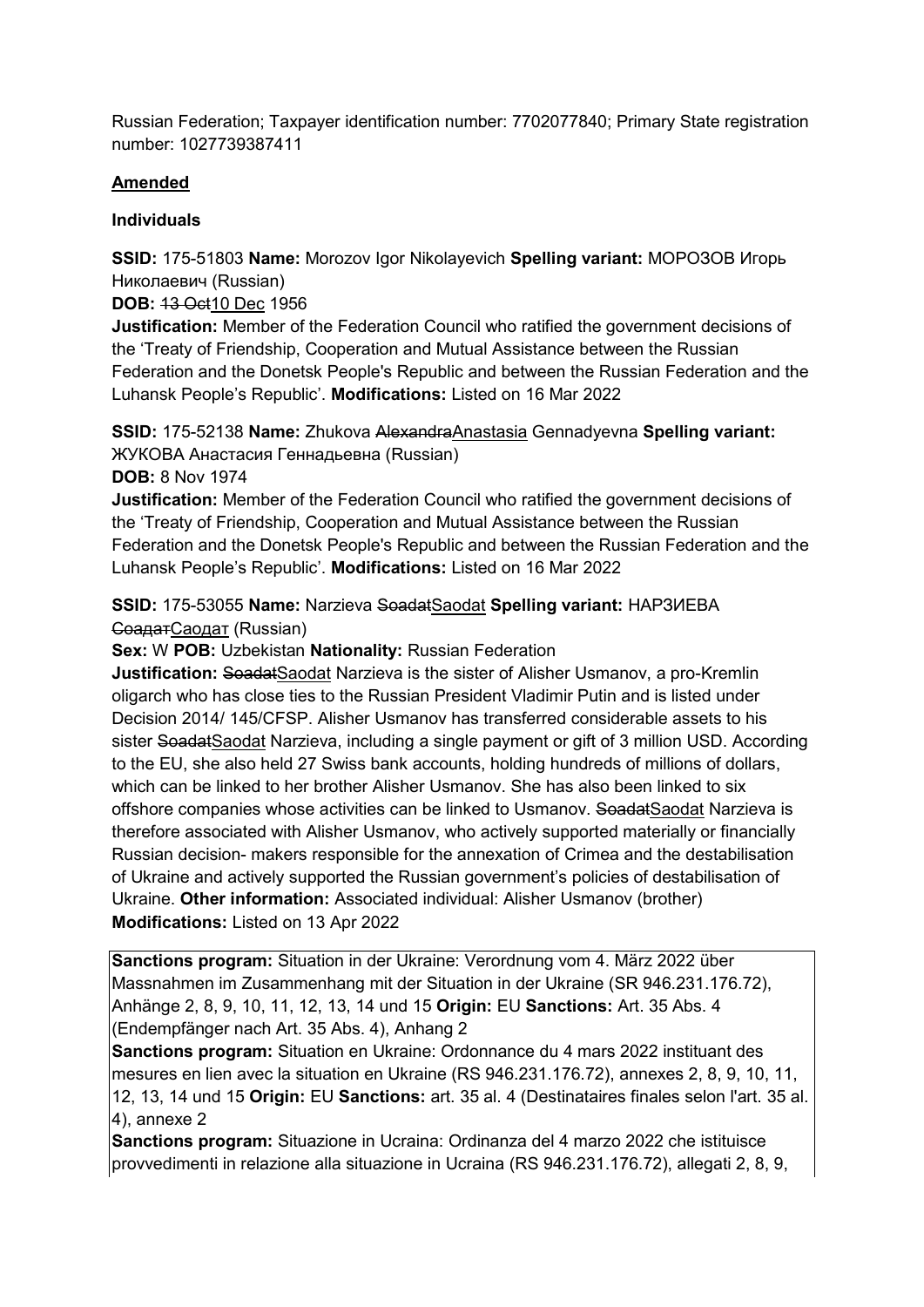Russian Federation; Taxpayer identification number: 7702077840; Primary State registration number: 1027739387411

## Amended

### Individuals

**SSID:** 175-51803 **Name:** Morozov Igor Nikolayevich **Spelling variant:** МОРОЗОВ Игорь Николаевич (Russian)
**DOB:** ~~13 Oct~~10 Dec 1956
**Justification:** Member of the Federation Council who ratified the government decisions of the 'Treaty of Friendship, Cooperation and Mutual Assistance between the Russian Federation and the Donetsk People's Republic and between the Russian Federation and the Luhansk People's Republic'. **Modifications:** Listed on 16 Mar 2022

**SSID:** 175-52138 **Name:** Zhukova ~~Alexandra~~Anastasia Gennadyevna **Spelling variant:** ЖУКОВА Анастасия Геннадьевна (Russian)
**DOB:** 8 Nov 1974
**Justification:** Member of the Federation Council who ratified the government decisions of the 'Treaty of Friendship, Cooperation and Mutual Assistance between the Russian Federation and the Donetsk People's Republic and between the Russian Federation and the Luhansk People's Republic'. **Modifications:** Listed on 16 Mar 2022

**SSID:** 175-53055 **Name:** Narzieva ~~Soadat~~Saodat **Spelling variant:** НАРЗИЕВА ~~Соадат~~Саодат (Russian)
**Sex:** W **POB:** Uzbekistan **Nationality:** Russian Federation
**Justification:** ~~Soadat~~Saodat Narzieva is the sister of Alisher Usmanov, a pro-Kremlin oligarch who has close ties to the Russian President Vladimir Putin and is listed under Decision 2014/ 145/CFSP. Alisher Usmanov has transferred considerable assets to his sister ~~Soadat~~Saodat Narzieva, including a single payment or gift of 3 million USD. According to the EU, she also held 27 Swiss bank accounts, holding hundreds of millions of dollars, which can be linked to her brother Alisher Usmanov. She has also been linked to six offshore companies whose activities can be linked to Usmanov. ~~Soadat~~Saodat Narzieva is therefore associated with Alisher Usmanov, who actively supported materially or financially Russian decision- makers responsible for the annexation of Crimea and the destabilisation of Ukraine and actively supported the Russian government's policies of destabilisation of Ukraine. **Other information:** Associated individual: Alisher Usmanov (brother) **Modifications:** Listed on 13 Apr 2022

**Sanctions program:** Situation in der Ukraine: Verordnung vom 4. März 2022 über Massnahmen im Zusammenhang mit der Situation in der Ukraine (SR 946.231.176.72), Anhänge 2, 8, 9, 10, 11, 12, 13, 14 und 15 **Origin:** EU **Sanctions:** Art. 35 Abs. 4 (Endempfänger nach Art. 35 Abs. 4), Anhang 2
**Sanctions program:** Situation en Ukraine: Ordonnance du 4 mars 2022 instituant des mesures en lien avec la situation en Ukraine (RS 946.231.176.72), annexes 2, 8, 9, 10, 11, 12, 13, 14 und 15 **Origin:** EU **Sanctions:** art. 35 al. 4 (Destinataires finales selon l'art. 35 al. 4), annexe 2
**Sanctions program:** Situazione in Ucraina: Ordinanza del 4 marzo 2022 che istituisce provvedimenti in relazione alla situazione in Ucraina (RS 946.231.176.72), allegati 2, 8, 9,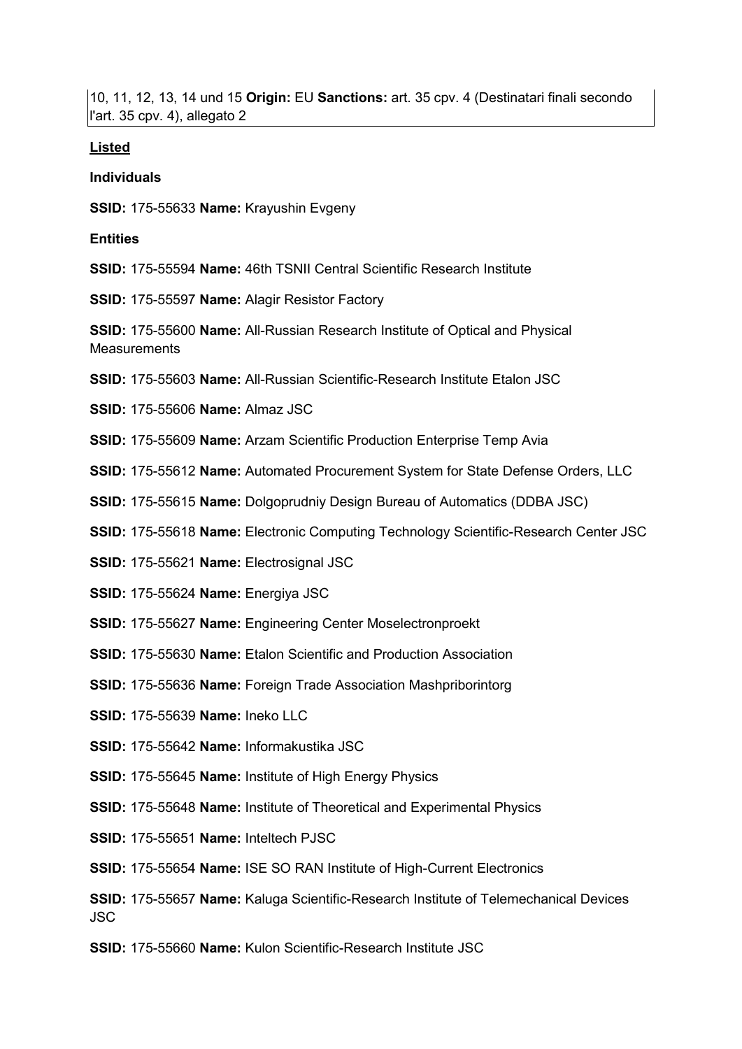10, 11, 12, 13, 14 und 15 **Origin:** EU **Sanctions:** art. 35 cpv. 4 (Destinatari finali secondo l'art. 35 cpv. 4), allegato 2

**Listed**

**Individuals**

**SSID:** 175-55633 **Name:** Krayushin Evgeny

**Entities**

**SSID:** 175-55594 **Name:** 46th TSNII Central Scientific Research Institute

**SSID:** 175-55597 **Name:** Alagir Resistor Factory

**SSID:** 175-55600 **Name:** All-Russian Research Institute of Optical and Physical Measurements

**SSID:** 175-55603 **Name:** All-Russian Scientific-Research Institute Etalon JSC

**SSID:** 175-55606 **Name:** Almaz JSC

**SSID:** 175-55609 **Name:** Arzam Scientific Production Enterprise Temp Avia

**SSID:** 175-55612 **Name:** Automated Procurement System for State Defense Orders, LLC

**SSID:** 175-55615 **Name:** Dolgoprudniy Design Bureau of Automatics (DDBA JSC)

**SSID:** 175-55618 **Name:** Electronic Computing Technology Scientific-Research Center JSC

**SSID:** 175-55621 **Name:** Electrosignal JSC

**SSID:** 175-55624 **Name:** Energiya JSC

**SSID:** 175-55627 **Name:** Engineering Center Moselectronproekt

**SSID:** 175-55630 **Name:** Etalon Scientific and Production Association

**SSID:** 175-55636 **Name:** Foreign Trade Association Mashpriborintorg

**SSID:** 175-55639 **Name:** Ineko LLC

**SSID:** 175-55642 **Name:** Informakustika JSC

**SSID:** 175-55645 **Name:** Institute of High Energy Physics

**SSID:** 175-55648 **Name:** Institute of Theoretical and Experimental Physics

**SSID:** 175-55651 **Name:** Inteltech PJSC

**SSID:** 175-55654 **Name:** ISE SO RAN Institute of High-Current Electronics

**SSID:** 175-55657 **Name:** Kaluga Scientific-Research Institute of Telemechanical Devices JSC

**SSID:** 175-55660 **Name:** Kulon Scientific-Research Institute JSC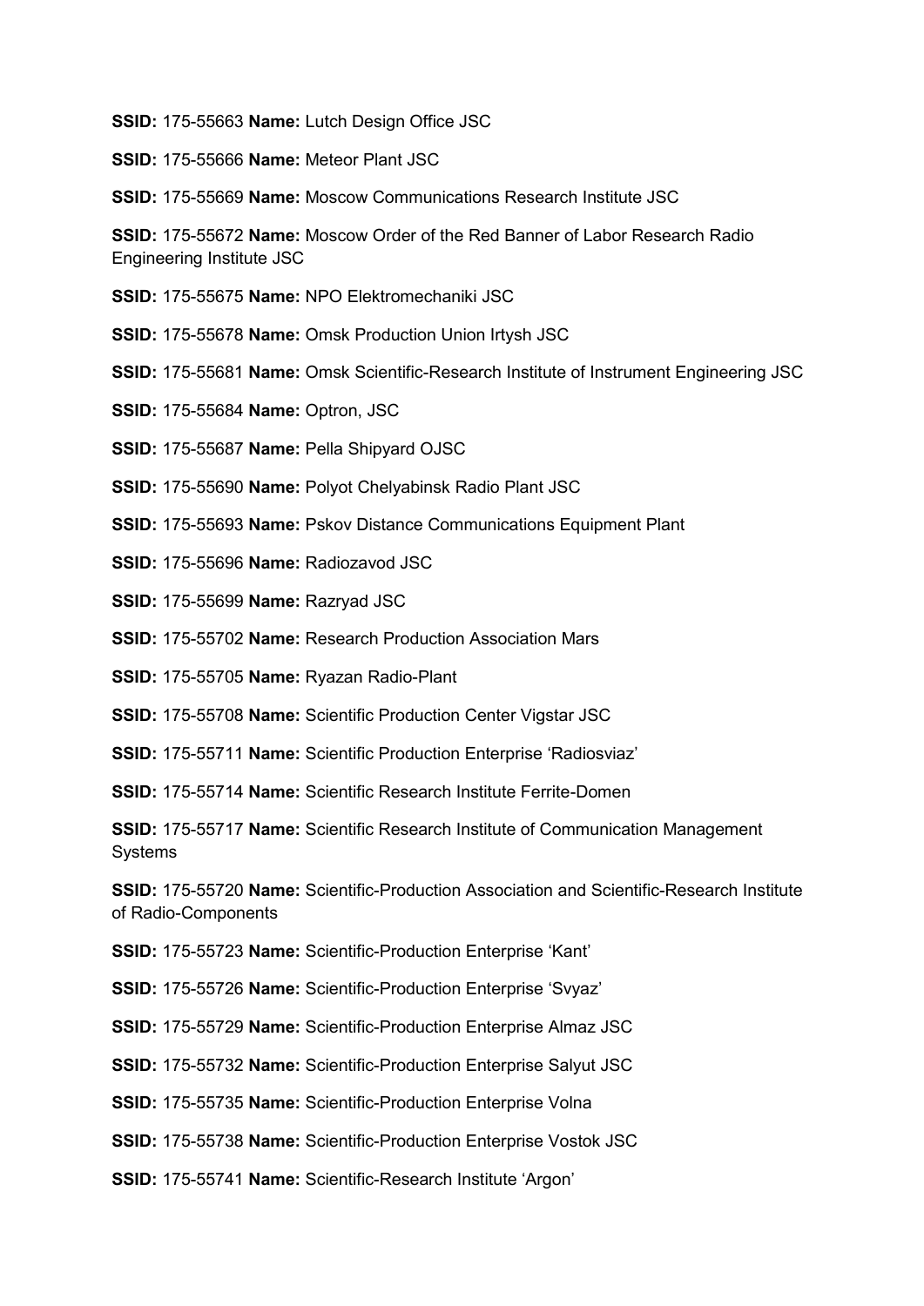**SSID:** 175-55663 **Name:** Lutch Design Office JSC

**SSID:** 175-55666 **Name:** Meteor Plant JSC

**SSID:** 175-55669 **Name:** Moscow Communications Research Institute JSC

**SSID:** 175-55672 **Name:** Moscow Order of the Red Banner of Labor Research Radio Engineering Institute JSC

**SSID:** 175-55675 **Name:** NPO Elektromechaniki JSC

**SSID:** 175-55678 **Name:** Omsk Production Union Irtysh JSC

**SSID:** 175-55681 **Name:** Omsk Scientific-Research Institute of Instrument Engineering JSC

**SSID:** 175-55684 **Name:** Optron, JSC

**SSID:** 175-55687 **Name:** Pella Shipyard OJSC

**SSID:** 175-55690 **Name:** Polyot Chelyabinsk Radio Plant JSC

**SSID:** 175-55693 **Name:** Pskov Distance Communications Equipment Plant

**SSID:** 175-55696 **Name:** Radiozavod JSC

**SSID:** 175-55699 **Name:** Razryad JSC

**SSID:** 175-55702 **Name:** Research Production Association Mars

**SSID:** 175-55705 **Name:** Ryazan Radio-Plant

**SSID:** 175-55708 **Name:** Scientific Production Center Vigstar JSC

**SSID:** 175-55711 **Name:** Scientific Production Enterprise 'Radiosviaz'

**SSID:** 175-55714 **Name:** Scientific Research Institute Ferrite-Domen

**SSID:** 175-55717 **Name:** Scientific Research Institute of Communication Management Systems

**SSID:** 175-55720 **Name:** Scientific-Production Association and Scientific-Research Institute of Radio-Components

**SSID:** 175-55723 **Name:** Scientific-Production Enterprise 'Kant'

**SSID:** 175-55726 **Name:** Scientific-Production Enterprise 'Svyaz'

**SSID:** 175-55729 **Name:** Scientific-Production Enterprise Almaz JSC

**SSID:** 175-55732 **Name:** Scientific-Production Enterprise Salyut JSC

**SSID:** 175-55735 **Name:** Scientific-Production Enterprise Volna

**SSID:** 175-55738 **Name:** Scientific-Production Enterprise Vostok JSC

**SSID:** 175-55741 **Name:** Scientific-Research Institute 'Argon'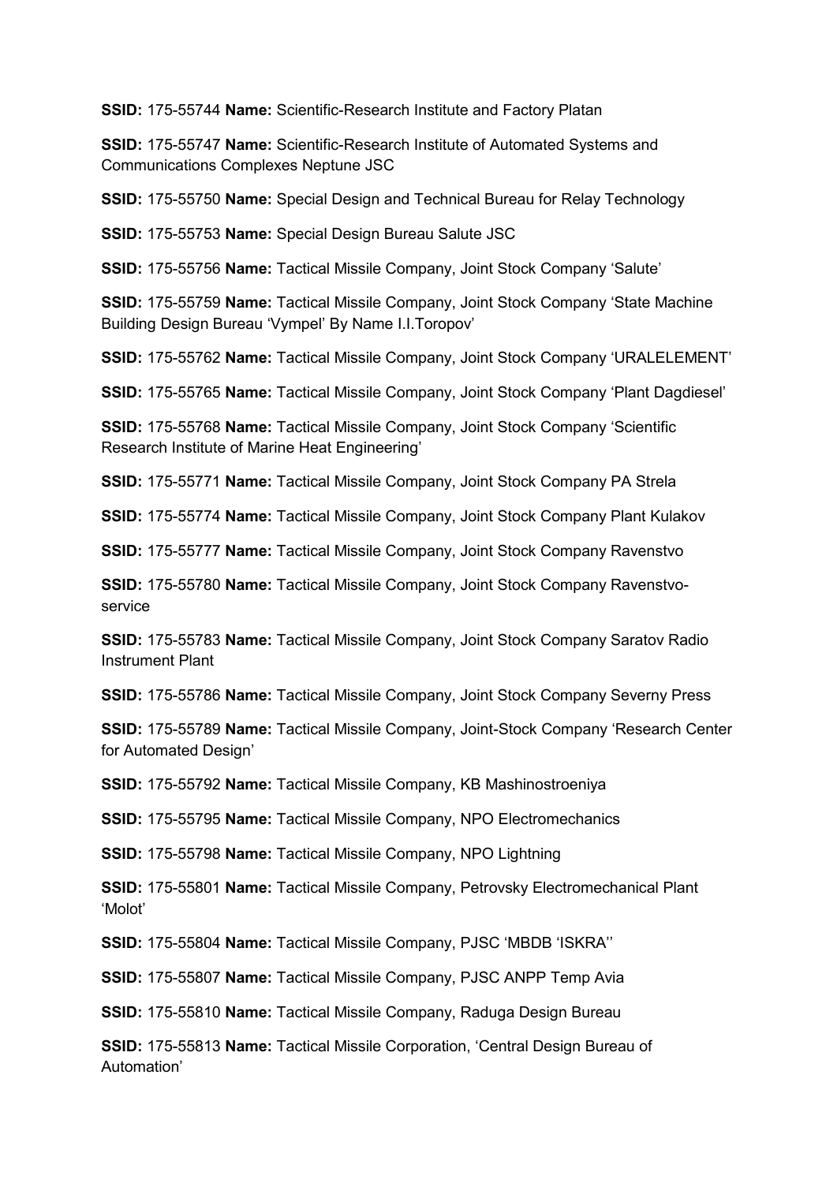**SSID:** 175-55744 **Name:** Scientific-Research Institute and Factory Platan

**SSID:** 175-55747 **Name:** Scientific-Research Institute of Automated Systems and Communications Complexes Neptune JSC

**SSID:** 175-55750 **Name:** Special Design and Technical Bureau for Relay Technology

**SSID:** 175-55753 **Name:** Special Design Bureau Salute JSC

**SSID:** 175-55756 **Name:** Tactical Missile Company, Joint Stock Company 'Salute'

**SSID:** 175-55759 **Name:** Tactical Missile Company, Joint Stock Company 'State Machine Building Design Bureau 'Vympel' By Name I.I.Toropov'

**SSID:** 175-55762 **Name:** Tactical Missile Company, Joint Stock Company 'URALELEMENT'

**SSID:** 175-55765 **Name:** Tactical Missile Company, Joint Stock Company 'Plant Dagdiesel'

**SSID:** 175-55768 **Name:** Tactical Missile Company, Joint Stock Company 'Scientific Research Institute of Marine Heat Engineering'

**SSID:** 175-55771 **Name:** Tactical Missile Company, Joint Stock Company PA Strela

**SSID:** 175-55774 **Name:** Tactical Missile Company, Joint Stock Company Plant Kulakov

**SSID:** 175-55777 **Name:** Tactical Missile Company, Joint Stock Company Ravenstvo

**SSID:** 175-55780 **Name:** Tactical Missile Company, Joint Stock Company Ravenstvo-service

**SSID:** 175-55783 **Name:** Tactical Missile Company, Joint Stock Company Saratov Radio Instrument Plant

**SSID:** 175-55786 **Name:** Tactical Missile Company, Joint Stock Company Severny Press

**SSID:** 175-55789 **Name:** Tactical Missile Company, Joint-Stock Company 'Research Center for Automated Design'

**SSID:** 175-55792 **Name:** Tactical Missile Company, KB Mashinostroeniya

**SSID:** 175-55795 **Name:** Tactical Missile Company, NPO Electromechanics

**SSID:** 175-55798 **Name:** Tactical Missile Company, NPO Lightning

**SSID:** 175-55801 **Name:** Tactical Missile Company, Petrovsky Electromechanical Plant 'Molot'

**SSID:** 175-55804 **Name:** Tactical Missile Company, PJSC 'MBDB 'ISKRA''

**SSID:** 175-55807 **Name:** Tactical Missile Company, PJSC ANPP Temp Avia

**SSID:** 175-55810 **Name:** Tactical Missile Company, Raduga Design Bureau

**SSID:** 175-55813 **Name:** Tactical Missile Corporation, 'Central Design Bureau of Automation'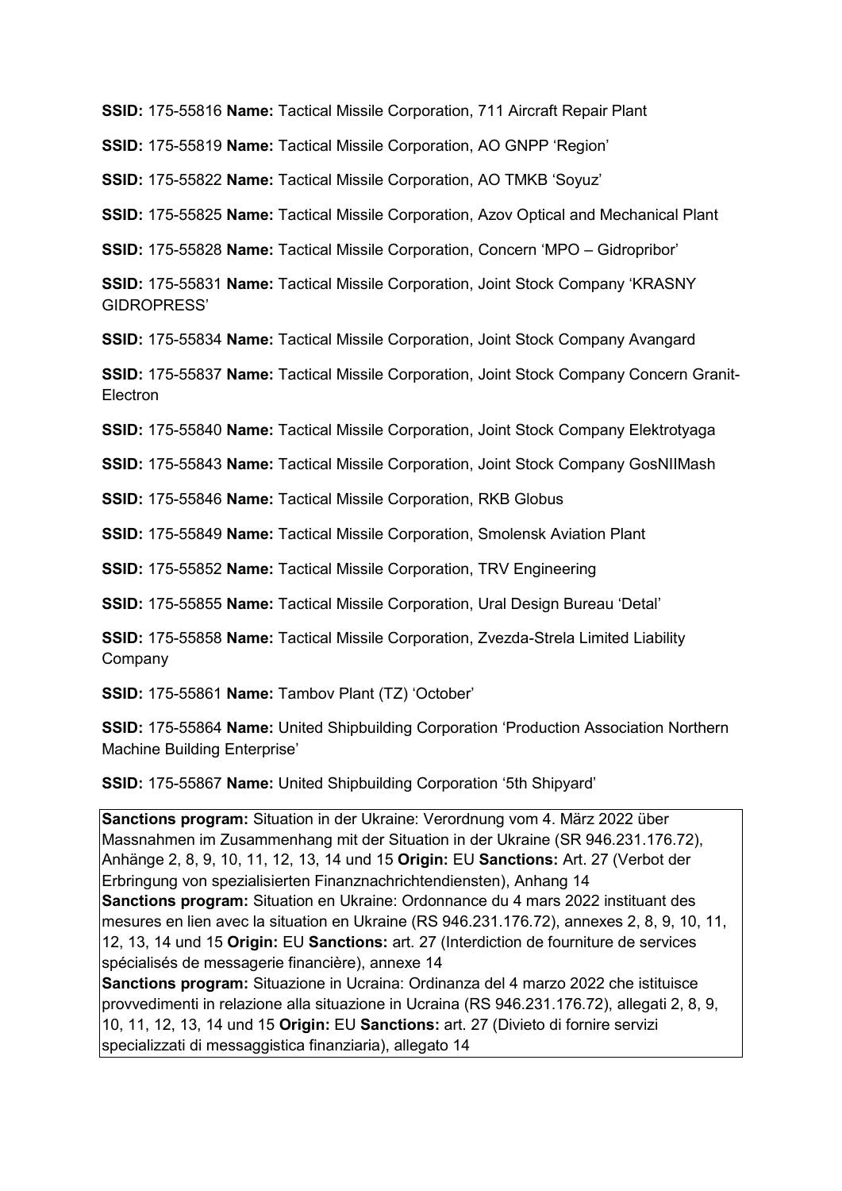**SSID:** 175-55816 **Name:** Tactical Missile Corporation, 711 Aircraft Repair Plant

**SSID:** 175-55819 **Name:** Tactical Missile Corporation, AO GNPP 'Region'

**SSID:** 175-55822 **Name:** Tactical Missile Corporation, AO TMKB 'Soyuz'

**SSID:** 175-55825 **Name:** Tactical Missile Corporation, Azov Optical and Mechanical Plant

**SSID:** 175-55828 **Name:** Tactical Missile Corporation, Concern 'MPO – Gidropribor'

**SSID:** 175-55831 **Name:** Tactical Missile Corporation, Joint Stock Company 'KRASNY GIDROPRESS'

**SSID:** 175-55834 **Name:** Tactical Missile Corporation, Joint Stock Company Avangard

**SSID:** 175-55837 **Name:** Tactical Missile Corporation, Joint Stock Company Concern Granit-Electron

**SSID:** 175-55840 **Name:** Tactical Missile Corporation, Joint Stock Company Elektrotyaga

**SSID:** 175-55843 **Name:** Tactical Missile Corporation, Joint Stock Company GosNIIMash

**SSID:** 175-55846 **Name:** Tactical Missile Corporation, RKB Globus

**SSID:** 175-55849 **Name:** Tactical Missile Corporation, Smolensk Aviation Plant

**SSID:** 175-55852 **Name:** Tactical Missile Corporation, TRV Engineering

**SSID:** 175-55855 **Name:** Tactical Missile Corporation, Ural Design Bureau 'Detal'

**SSID:** 175-55858 **Name:** Tactical Missile Corporation, Zvezda-Strela Limited Liability Company

**SSID:** 175-55861 **Name:** Tambov Plant (TZ) 'October'

**SSID:** 175-55864 **Name:** United Shipbuilding Corporation 'Production Association Northern Machine Building Enterprise'

**SSID:** 175-55867 **Name:** United Shipbuilding Corporation '5th Shipyard'

**Sanctions program:** Situation in der Ukraine: Verordnung vom 4. März 2022 über Massnahmen im Zusammenhang mit der Situation in der Ukraine (SR 946.231.176.72), Anhänge 2, 8, 9, 10, 11, 12, 13, 14 und 15 **Origin:** EU **Sanctions:** Art. 27 (Verbot der Erbringung von spezialisierten Finanznachrichtendiensten), Anhang 14
**Sanctions program:** Situation en Ukraine: Ordonnance du 4 mars 2022 instituant des mesures en lien avec la situation en Ukraine (RS 946.231.176.72), annexes 2, 8, 9, 10, 11, 12, 13, 14 und 15 **Origin:** EU **Sanctions:** art. 27 (Interdiction de fourniture de services spécialisés de messagerie financière), annexe 14
**Sanctions program:** Situazione in Ucraina: Ordinanza del 4 marzo 2022 che istituisce provvedimenti in relazione alla situazione in Ucraina (RS 946.231.176.72), allegati 2, 8, 9, 10, 11, 12, 13, 14 und 15 **Origin:** EU **Sanctions:** art. 27 (Divieto di fornire servizi specializzati di messaggistica finanziaria), allegato 14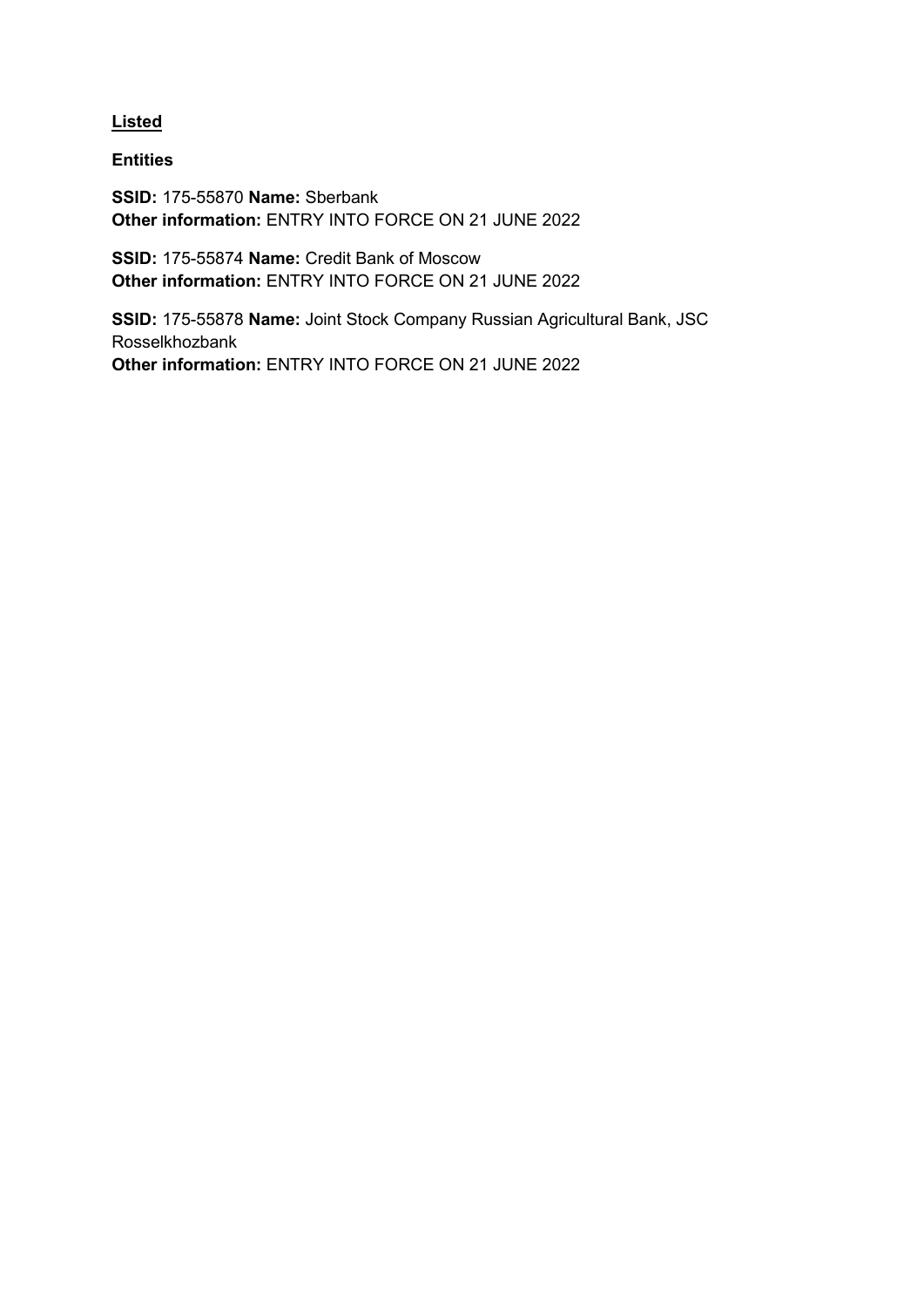**<u>Listed</u>**

**Entities**

**SSID:** 175-55870 **Name:** Sberbank
**Other information:** ENTRY INTO FORCE ON 21 JUNE 2022

**SSID:** 175-55874 **Name:** Credit Bank of Moscow
**Other information:** ENTRY INTO FORCE ON 21 JUNE 2022

**SSID:** 175-55878 **Name:** Joint Stock Company Russian Agricultural Bank, JSC Rosselkhozbank
**Other information:** ENTRY INTO FORCE ON 21 JUNE 2022